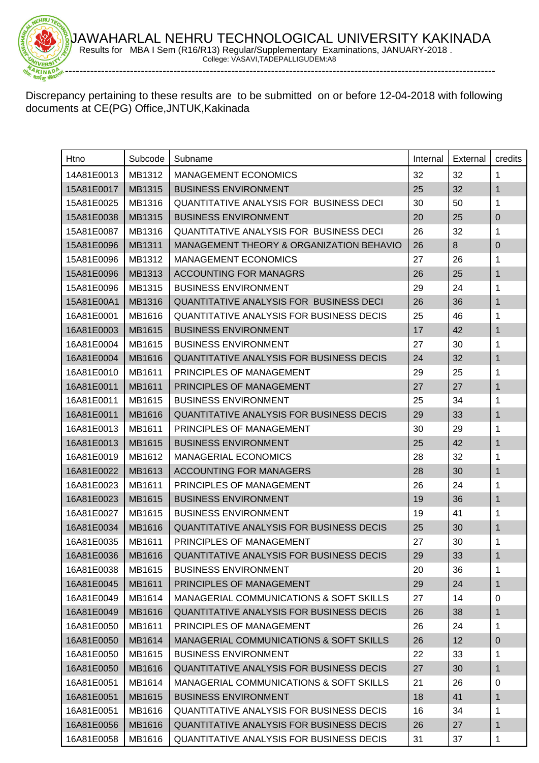# JAWAHARLAL NEHRU TECHNOLOGICAL UNIVERSITY KAKINADA

Results for MBA I Sem (R16/R13) Regular/Supplementary Examinations, JANUARY-2018 .

College: VASAVI,TADEPALLIGUDEM:A8

---

Discrepancy pertaining to these results are to be submitted on or before 12-04-2018 with following documents at CE(PG) Office,JNTUK,Kakinada

| Htno | Subcode | Subname | Internal | External | credits |
|---|---|---|---|---|---|
| 14A81E0013 | MB1312 | MANAGEMENT ECONOMICS | 32 | 32 | 1 |
| 15A81E0017 | MB1315 | BUSINESS ENVIRONMENT | 25 | 32 | 1 |
| 15A81E0025 | MB1316 | QUANTITATIVE ANALYSIS FOR BUSINESS DECI | 30 | 50 | 1 |
| 15A81E0038 | MB1315 | BUSINESS ENVIRONMENT | 20 | 25 | 0 |
| 15A81E0087 | MB1316 | QUANTITATIVE ANALYSIS FOR BUSINESS DECI | 26 | 32 | 1 |
| 15A81E0096 | MB1311 | MANAGEMENT THEORY & ORGANIZATION BEHAVIO | 26 | 8 | 0 |
| 15A81E0096 | MB1312 | MANAGEMENT ECONOMICS | 27 | 26 | 1 |
| 15A81E0096 | MB1313 | ACCOUNTING FOR MANAGRS | 26 | 25 | 1 |
| 15A81E0096 | MB1315 | BUSINESS ENVIRONMENT | 29 | 24 | 1 |
| 15A81E00A1 | MB1316 | QUANTITATIVE ANALYSIS FOR BUSINESS DECI | 26 | 36 | 1 |
| 16A81E0001 | MB1616 | QUANTITATIVE ANALYSIS FOR BUSINESS DECIS | 25 | 46 | 1 |
| 16A81E0003 | MB1615 | BUSINESS ENVIRONMENT | 17 | 42 | 1 |
| 16A81E0004 | MB1615 | BUSINESS ENVIRONMENT | 27 | 30 | 1 |
| 16A81E0004 | MB1616 | QUANTITATIVE ANALYSIS FOR BUSINESS DECIS | 24 | 32 | 1 |
| 16A81E0010 | MB1611 | PRINCIPLES OF MANAGEMENT | 29 | 25 | 1 |
| 16A81E0011 | MB1611 | PRINCIPLES OF MANAGEMENT | 27 | 27 | 1 |
| 16A81E0011 | MB1615 | BUSINESS ENVIRONMENT | 25 | 34 | 1 |
| 16A81E0011 | MB1616 | QUANTITATIVE ANALYSIS FOR BUSINESS DECIS | 29 | 33 | 1 |
| 16A81E0013 | MB1611 | PRINCIPLES OF MANAGEMENT | 30 | 29 | 1 |
| 16A81E0013 | MB1615 | BUSINESS ENVIRONMENT | 25 | 42 | 1 |
| 16A81E0019 | MB1612 | MANAGERIAL ECONOMICS | 28 | 32 | 1 |
| 16A81E0022 | MB1613 | ACCOUNTING FOR MANAGERS | 28 | 30 | 1 |
| 16A81E0023 | MB1611 | PRINCIPLES OF MANAGEMENT | 26 | 24 | 1 |
| 16A81E0023 | MB1615 | BUSINESS ENVIRONMENT | 19 | 36 | 1 |
| 16A81E0027 | MB1615 | BUSINESS ENVIRONMENT | 19 | 41 | 1 |
| 16A81E0034 | MB1616 | QUANTITATIVE ANALYSIS FOR BUSINESS DECIS | 25 | 30 | 1 |
| 16A81E0035 | MB1611 | PRINCIPLES OF MANAGEMENT | 27 | 30 | 1 |
| 16A81E0036 | MB1616 | QUANTITATIVE ANALYSIS FOR BUSINESS DECIS | 29 | 33 | 1 |
| 16A81E0038 | MB1615 | BUSINESS ENVIRONMENT | 20 | 36 | 1 |
| 16A81E0045 | MB1611 | PRINCIPLES OF MANAGEMENT | 29 | 24 | 1 |
| 16A81E0049 | MB1614 | MANAGERIAL COMMUNICATIONS & SOFT SKILLS | 27 | 14 | 0 |
| 16A81E0049 | MB1616 | QUANTITATIVE ANALYSIS FOR BUSINESS DECIS | 26 | 38 | 1 |
| 16A81E0050 | MB1611 | PRINCIPLES OF MANAGEMENT | 26 | 24 | 1 |
| 16A81E0050 | MB1614 | MANAGERIAL COMMUNICATIONS & SOFT SKILLS | 26 | 12 | 0 |
| 16A81E0050 | MB1615 | BUSINESS ENVIRONMENT | 22 | 33 | 1 |
| 16A81E0050 | MB1616 | QUANTITATIVE ANALYSIS FOR BUSINESS DECIS | 27 | 30 | 1 |
| 16A81E0051 | MB1614 | MANAGERIAL COMMUNICATIONS & SOFT SKILLS | 21 | 26 | 0 |
| 16A81E0051 | MB1615 | BUSINESS ENVIRONMENT | 18 | 41 | 1 |
| 16A81E0051 | MB1616 | QUANTITATIVE ANALYSIS FOR BUSINESS DECIS | 16 | 34 | 1 |
| 16A81E0056 | MB1616 | QUANTITATIVE ANALYSIS FOR BUSINESS DECIS | 26 | 27 | 1 |
| 16A81E0058 | MB1616 | QUANTITATIVE ANALYSIS FOR BUSINESS DECIS | 31 | 37 | 1 |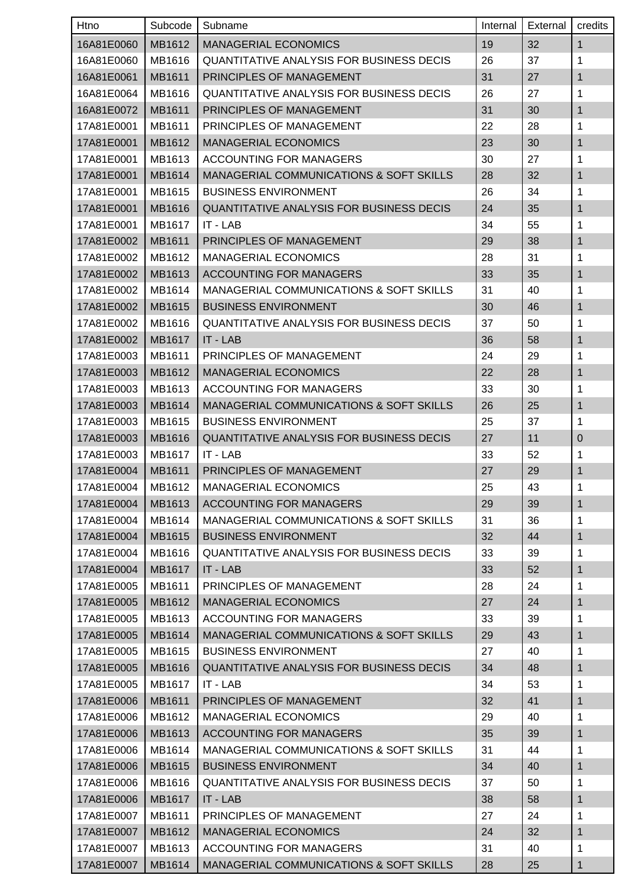| Htno | Subcode | Subname | Internal | External | credits |
| --- | --- | --- | --- | --- | --- |
| 16A81E0060 | MB1612 | MANAGERIAL ECONOMICS | 19 | 32 | 1 |
| 16A81E0060 | MB1616 | QUANTITATIVE ANALYSIS FOR BUSINESS DECIS | 26 | 37 | 1 |
| 16A81E0061 | MB1611 | PRINCIPLES OF MANAGEMENT | 31 | 27 | 1 |
| 16A81E0064 | MB1616 | QUANTITATIVE ANALYSIS FOR BUSINESS DECIS | 26 | 27 | 1 |
| 16A81E0072 | MB1611 | PRINCIPLES OF MANAGEMENT | 31 | 30 | 1 |
| 17A81E0001 | MB1611 | PRINCIPLES OF MANAGEMENT | 22 | 28 | 1 |
| 17A81E0001 | MB1612 | MANAGERIAL ECONOMICS | 23 | 30 | 1 |
| 17A81E0001 | MB1613 | ACCOUNTING FOR MANAGERS | 30 | 27 | 1 |
| 17A81E0001 | MB1614 | MANAGERIAL COMMUNICATIONS & SOFT SKILLS | 28 | 32 | 1 |
| 17A81E0001 | MB1615 | BUSINESS ENVIRONMENT | 26 | 34 | 1 |
| 17A81E0001 | MB1616 | QUANTITATIVE ANALYSIS FOR BUSINESS DECIS | 24 | 35 | 1 |
| 17A81E0001 | MB1617 | IT - LAB | 34 | 55 | 1 |
| 17A81E0002 | MB1611 | PRINCIPLES OF MANAGEMENT | 29 | 38 | 1 |
| 17A81E0002 | MB1612 | MANAGERIAL ECONOMICS | 28 | 31 | 1 |
| 17A81E0002 | MB1613 | ACCOUNTING FOR MANAGERS | 33 | 35 | 1 |
| 17A81E0002 | MB1614 | MANAGERIAL COMMUNICATIONS & SOFT SKILLS | 31 | 40 | 1 |
| 17A81E0002 | MB1615 | BUSINESS ENVIRONMENT | 30 | 46 | 1 |
| 17A81E0002 | MB1616 | QUANTITATIVE ANALYSIS FOR BUSINESS DECIS | 37 | 50 | 1 |
| 17A81E0002 | MB1617 | IT - LAB | 36 | 58 | 1 |
| 17A81E0003 | MB1611 | PRINCIPLES OF MANAGEMENT | 24 | 29 | 1 |
| 17A81E0003 | MB1612 | MANAGERIAL ECONOMICS | 22 | 28 | 1 |
| 17A81E0003 | MB1613 | ACCOUNTING FOR MANAGERS | 33 | 30 | 1 |
| 17A81E0003 | MB1614 | MANAGERIAL COMMUNICATIONS & SOFT SKILLS | 26 | 25 | 1 |
| 17A81E0003 | MB1615 | BUSINESS ENVIRONMENT | 25 | 37 | 1 |
| 17A81E0003 | MB1616 | QUANTITATIVE ANALYSIS FOR BUSINESS DECIS | 27 | 11 | 0 |
| 17A81E0003 | MB1617 | IT - LAB | 33 | 52 | 1 |
| 17A81E0004 | MB1611 | PRINCIPLES OF MANAGEMENT | 27 | 29 | 1 |
| 17A81E0004 | MB1612 | MANAGERIAL ECONOMICS | 25 | 43 | 1 |
| 17A81E0004 | MB1613 | ACCOUNTING FOR MANAGERS | 29 | 39 | 1 |
| 17A81E0004 | MB1614 | MANAGERIAL COMMUNICATIONS & SOFT SKILLS | 31 | 36 | 1 |
| 17A81E0004 | MB1615 | BUSINESS ENVIRONMENT | 32 | 44 | 1 |
| 17A81E0004 | MB1616 | QUANTITATIVE ANALYSIS FOR BUSINESS DECIS | 33 | 39 | 1 |
| 17A81E0004 | MB1617 | IT - LAB | 33 | 52 | 1 |
| 17A81E0005 | MB1611 | PRINCIPLES OF MANAGEMENT | 28 | 24 | 1 |
| 17A81E0005 | MB1612 | MANAGERIAL ECONOMICS | 27 | 24 | 1 |
| 17A81E0005 | MB1613 | ACCOUNTING FOR MANAGERS | 33 | 39 | 1 |
| 17A81E0005 | MB1614 | MANAGERIAL COMMUNICATIONS & SOFT SKILLS | 29 | 43 | 1 |
| 17A81E0005 | MB1615 | BUSINESS ENVIRONMENT | 27 | 40 | 1 |
| 17A81E0005 | MB1616 | QUANTITATIVE ANALYSIS FOR BUSINESS DECIS | 34 | 48 | 1 |
| 17A81E0005 | MB1617 | IT - LAB | 34 | 53 | 1 |
| 17A81E0006 | MB1611 | PRINCIPLES OF MANAGEMENT | 32 | 41 | 1 |
| 17A81E0006 | MB1612 | MANAGERIAL ECONOMICS | 29 | 40 | 1 |
| 17A81E0006 | MB1613 | ACCOUNTING FOR MANAGERS | 35 | 39 | 1 |
| 17A81E0006 | MB1614 | MANAGERIAL COMMUNICATIONS & SOFT SKILLS | 31 | 44 | 1 |
| 17A81E0006 | MB1615 | BUSINESS ENVIRONMENT | 34 | 40 | 1 |
| 17A81E0006 | MB1616 | QUANTITATIVE ANALYSIS FOR BUSINESS DECIS | 37 | 50 | 1 |
| 17A81E0006 | MB1617 | IT - LAB | 38 | 58 | 1 |
| 17A81E0007 | MB1611 | PRINCIPLES OF MANAGEMENT | 27 | 24 | 1 |
| 17A81E0007 | MB1612 | MANAGERIAL ECONOMICS | 24 | 32 | 1 |
| 17A81E0007 | MB1613 | ACCOUNTING FOR MANAGERS | 31 | 40 | 1 |
| 17A81E0007 | MB1614 | MANAGERIAL COMMUNICATIONS & SOFT SKILLS | 28 | 25 | 1 |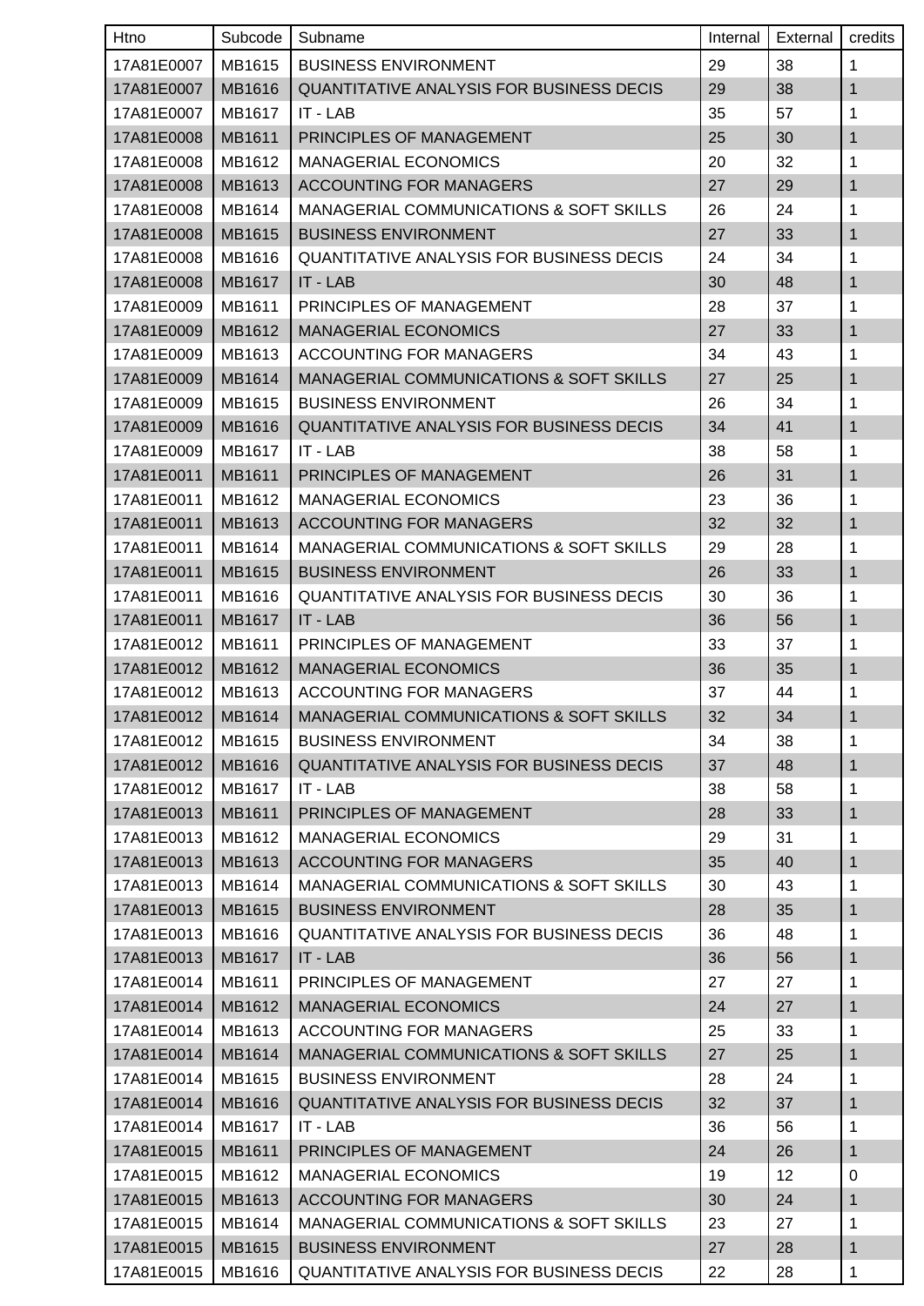| Htno | Subcode | Subname | Internal | External | credits |
| --- | --- | --- | --- | --- | --- |
| 17A81E0007 | MB1615 | BUSINESS ENVIRONMENT | 29 | 38 | 1 |
| 17A81E0007 | MB1616 | QUANTITATIVE ANALYSIS FOR BUSINESS DECIS | 29 | 38 | 1 |
| 17A81E0007 | MB1617 | IT - LAB | 35 | 57 | 1 |
| 17A81E0008 | MB1611 | PRINCIPLES OF MANAGEMENT | 25 | 30 | 1 |
| 17A81E0008 | MB1612 | MANAGERIAL ECONOMICS | 20 | 32 | 1 |
| 17A81E0008 | MB1613 | ACCOUNTING FOR MANAGERS | 27 | 29 | 1 |
| 17A81E0008 | MB1614 | MANAGERIAL COMMUNICATIONS & SOFT SKILLS | 26 | 24 | 1 |
| 17A81E0008 | MB1615 | BUSINESS ENVIRONMENT | 27 | 33 | 1 |
| 17A81E0008 | MB1616 | QUANTITATIVE ANALYSIS FOR BUSINESS DECIS | 24 | 34 | 1 |
| 17A81E0008 | MB1617 | IT - LAB | 30 | 48 | 1 |
| 17A81E0009 | MB1611 | PRINCIPLES OF MANAGEMENT | 28 | 37 | 1 |
| 17A81E0009 | MB1612 | MANAGERIAL ECONOMICS | 27 | 33 | 1 |
| 17A81E0009 | MB1613 | ACCOUNTING FOR MANAGERS | 34 | 43 | 1 |
| 17A81E0009 | MB1614 | MANAGERIAL COMMUNICATIONS & SOFT SKILLS | 27 | 25 | 1 |
| 17A81E0009 | MB1615 | BUSINESS ENVIRONMENT | 26 | 34 | 1 |
| 17A81E0009 | MB1616 | QUANTITATIVE ANALYSIS FOR BUSINESS DECIS | 34 | 41 | 1 |
| 17A81E0009 | MB1617 | IT - LAB | 38 | 58 | 1 |
| 17A81E0011 | MB1611 | PRINCIPLES OF MANAGEMENT | 26 | 31 | 1 |
| 17A81E0011 | MB1612 | MANAGERIAL ECONOMICS | 23 | 36 | 1 |
| 17A81E0011 | MB1613 | ACCOUNTING FOR MANAGERS | 32 | 32 | 1 |
| 17A81E0011 | MB1614 | MANAGERIAL COMMUNICATIONS & SOFT SKILLS | 29 | 28 | 1 |
| 17A81E0011 | MB1615 | BUSINESS ENVIRONMENT | 26 | 33 | 1 |
| 17A81E0011 | MB1616 | QUANTITATIVE ANALYSIS FOR BUSINESS DECIS | 30 | 36 | 1 |
| 17A81E0011 | MB1617 | IT - LAB | 36 | 56 | 1 |
| 17A81E0012 | MB1611 | PRINCIPLES OF MANAGEMENT | 33 | 37 | 1 |
| 17A81E0012 | MB1612 | MANAGERIAL ECONOMICS | 36 | 35 | 1 |
| 17A81E0012 | MB1613 | ACCOUNTING FOR MANAGERS | 37 | 44 | 1 |
| 17A81E0012 | MB1614 | MANAGERIAL COMMUNICATIONS & SOFT SKILLS | 32 | 34 | 1 |
| 17A81E0012 | MB1615 | BUSINESS ENVIRONMENT | 34 | 38 | 1 |
| 17A81E0012 | MB1616 | QUANTITATIVE ANALYSIS FOR BUSINESS DECIS | 37 | 48 | 1 |
| 17A81E0012 | MB1617 | IT - LAB | 38 | 58 | 1 |
| 17A81E0013 | MB1611 | PRINCIPLES OF MANAGEMENT | 28 | 33 | 1 |
| 17A81E0013 | MB1612 | MANAGERIAL ECONOMICS | 29 | 31 | 1 |
| 17A81E0013 | MB1613 | ACCOUNTING FOR MANAGERS | 35 | 40 | 1 |
| 17A81E0013 | MB1614 | MANAGERIAL COMMUNICATIONS & SOFT SKILLS | 30 | 43 | 1 |
| 17A81E0013 | MB1615 | BUSINESS ENVIRONMENT | 28 | 35 | 1 |
| 17A81E0013 | MB1616 | QUANTITATIVE ANALYSIS FOR BUSINESS DECIS | 36 | 48 | 1 |
| 17A81E0013 | MB1617 | IT - LAB | 36 | 56 | 1 |
| 17A81E0014 | MB1611 | PRINCIPLES OF MANAGEMENT | 27 | 27 | 1 |
| 17A81E0014 | MB1612 | MANAGERIAL ECONOMICS | 24 | 27 | 1 |
| 17A81E0014 | MB1613 | ACCOUNTING FOR MANAGERS | 25 | 33 | 1 |
| 17A81E0014 | MB1614 | MANAGERIAL COMMUNICATIONS & SOFT SKILLS | 27 | 25 | 1 |
| 17A81E0014 | MB1615 | BUSINESS ENVIRONMENT | 28 | 24 | 1 |
| 17A81E0014 | MB1616 | QUANTITATIVE ANALYSIS FOR BUSINESS DECIS | 32 | 37 | 1 |
| 17A81E0014 | MB1617 | IT - LAB | 36 | 56 | 1 |
| 17A81E0015 | MB1611 | PRINCIPLES OF MANAGEMENT | 24 | 26 | 1 |
| 17A81E0015 | MB1612 | MANAGERIAL ECONOMICS | 19 | 12 | 0 |
| 17A81E0015 | MB1613 | ACCOUNTING FOR MANAGERS | 30 | 24 | 1 |
| 17A81E0015 | MB1614 | MANAGERIAL COMMUNICATIONS & SOFT SKILLS | 23 | 27 | 1 |
| 17A81E0015 | MB1615 | BUSINESS ENVIRONMENT | 27 | 28 | 1 |
| 17A81E0015 | MB1616 | QUANTITATIVE ANALYSIS FOR BUSINESS DECIS | 22 | 28 | 1 |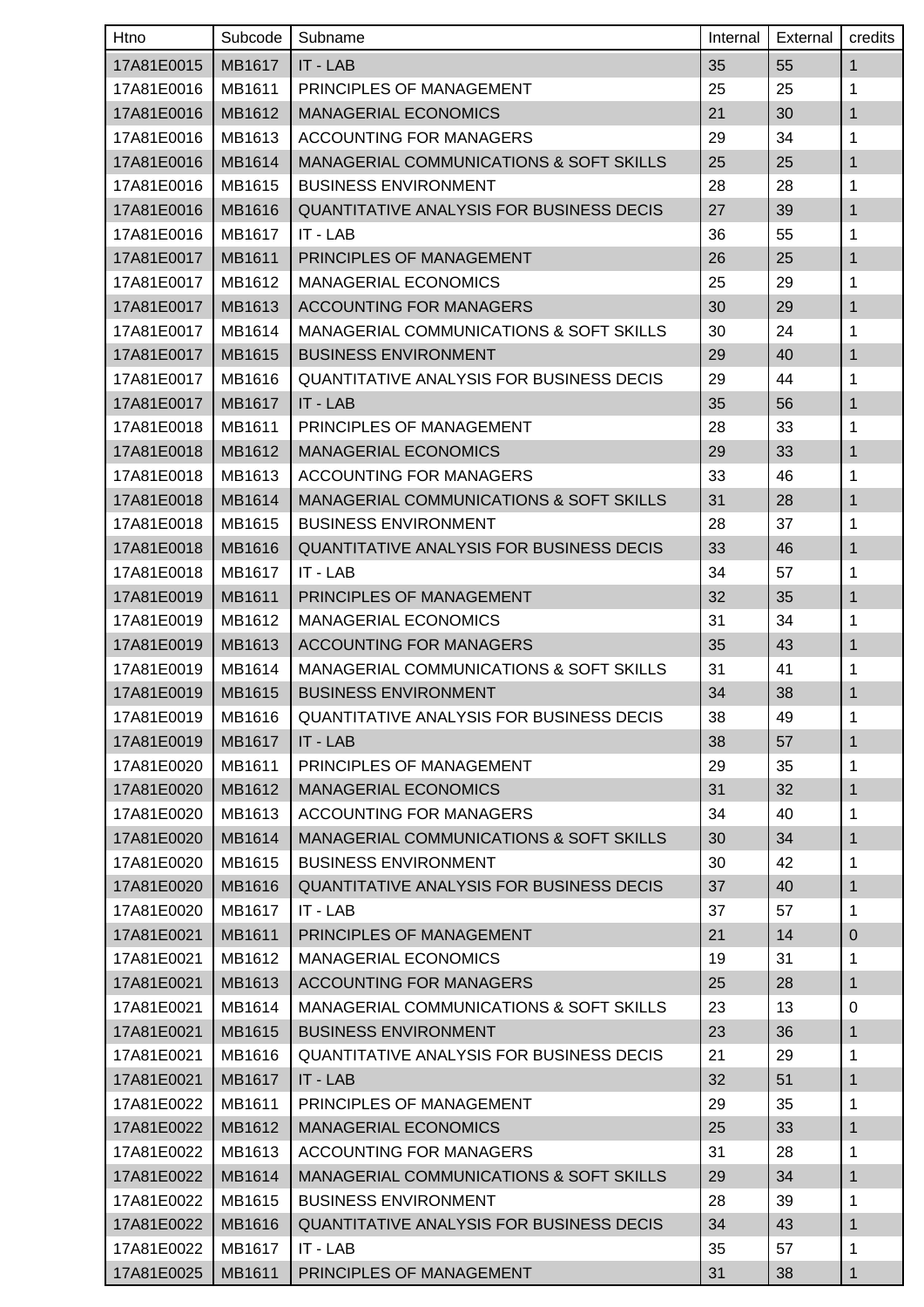| Htno | Subcode | Subname | Internal | External | credits |
|---|---|---|---|---|---|
| 17A81E0015 | MB1617 | IT - LAB | 35 | 55 | 1 |
| 17A81E0016 | MB1611 | PRINCIPLES OF MANAGEMENT | 25 | 25 | 1 |
| 17A81E0016 | MB1612 | MANAGERIAL ECONOMICS | 21 | 30 | 1 |
| 17A81E0016 | MB1613 | ACCOUNTING FOR MANAGERS | 29 | 34 | 1 |
| 17A81E0016 | MB1614 | MANAGERIAL COMMUNICATIONS & SOFT SKILLS | 25 | 25 | 1 |
| 17A81E0016 | MB1615 | BUSINESS ENVIRONMENT | 28 | 28 | 1 |
| 17A81E0016 | MB1616 | QUANTITATIVE ANALYSIS FOR BUSINESS DECIS | 27 | 39 | 1 |
| 17A81E0016 | MB1617 | IT - LAB | 36 | 55 | 1 |
| 17A81E0017 | MB1611 | PRINCIPLES OF MANAGEMENT | 26 | 25 | 1 |
| 17A81E0017 | MB1612 | MANAGERIAL ECONOMICS | 25 | 29 | 1 |
| 17A81E0017 | MB1613 | ACCOUNTING FOR MANAGERS | 30 | 29 | 1 |
| 17A81E0017 | MB1614 | MANAGERIAL COMMUNICATIONS & SOFT SKILLS | 30 | 24 | 1 |
| 17A81E0017 | MB1615 | BUSINESS ENVIRONMENT | 29 | 40 | 1 |
| 17A81E0017 | MB1616 | QUANTITATIVE ANALYSIS FOR BUSINESS DECIS | 29 | 44 | 1 |
| 17A81E0017 | MB1617 | IT - LAB | 35 | 56 | 1 |
| 17A81E0018 | MB1611 | PRINCIPLES OF MANAGEMENT | 28 | 33 | 1 |
| 17A81E0018 | MB1612 | MANAGERIAL ECONOMICS | 29 | 33 | 1 |
| 17A81E0018 | MB1613 | ACCOUNTING FOR MANAGERS | 33 | 46 | 1 |
| 17A81E0018 | MB1614 | MANAGERIAL COMMUNICATIONS & SOFT SKILLS | 31 | 28 | 1 |
| 17A81E0018 | MB1615 | BUSINESS ENVIRONMENT | 28 | 37 | 1 |
| 17A81E0018 | MB1616 | QUANTITATIVE ANALYSIS FOR BUSINESS DECIS | 33 | 46 | 1 |
| 17A81E0018 | MB1617 | IT - LAB | 34 | 57 | 1 |
| 17A81E0019 | MB1611 | PRINCIPLES OF MANAGEMENT | 32 | 35 | 1 |
| 17A81E0019 | MB1612 | MANAGERIAL ECONOMICS | 31 | 34 | 1 |
| 17A81E0019 | MB1613 | ACCOUNTING FOR MANAGERS | 35 | 43 | 1 |
| 17A81E0019 | MB1614 | MANAGERIAL COMMUNICATIONS & SOFT SKILLS | 31 | 41 | 1 |
| 17A81E0019 | MB1615 | BUSINESS ENVIRONMENT | 34 | 38 | 1 |
| 17A81E0019 | MB1616 | QUANTITATIVE ANALYSIS FOR BUSINESS DECIS | 38 | 49 | 1 |
| 17A81E0019 | MB1617 | IT - LAB | 38 | 57 | 1 |
| 17A81E0020 | MB1611 | PRINCIPLES OF MANAGEMENT | 29 | 35 | 1 |
| 17A81E0020 | MB1612 | MANAGERIAL ECONOMICS | 31 | 32 | 1 |
| 17A81E0020 | MB1613 | ACCOUNTING FOR MANAGERS | 34 | 40 | 1 |
| 17A81E0020 | MB1614 | MANAGERIAL COMMUNICATIONS & SOFT SKILLS | 30 | 34 | 1 |
| 17A81E0020 | MB1615 | BUSINESS ENVIRONMENT | 30 | 42 | 1 |
| 17A81E0020 | MB1616 | QUANTITATIVE ANALYSIS FOR BUSINESS DECIS | 37 | 40 | 1 |
| 17A81E0020 | MB1617 | IT - LAB | 37 | 57 | 1 |
| 17A81E0021 | MB1611 | PRINCIPLES OF MANAGEMENT | 21 | 14 | 0 |
| 17A81E0021 | MB1612 | MANAGERIAL ECONOMICS | 19 | 31 | 1 |
| 17A81E0021 | MB1613 | ACCOUNTING FOR MANAGERS | 25 | 28 | 1 |
| 17A81E0021 | MB1614 | MANAGERIAL COMMUNICATIONS & SOFT SKILLS | 23 | 13 | 0 |
| 17A81E0021 | MB1615 | BUSINESS ENVIRONMENT | 23 | 36 | 1 |
| 17A81E0021 | MB1616 | QUANTITATIVE ANALYSIS FOR BUSINESS DECIS | 21 | 29 | 1 |
| 17A81E0021 | MB1617 | IT - LAB | 32 | 51 | 1 |
| 17A81E0022 | MB1611 | PRINCIPLES OF MANAGEMENT | 29 | 35 | 1 |
| 17A81E0022 | MB1612 | MANAGERIAL ECONOMICS | 25 | 33 | 1 |
| 17A81E0022 | MB1613 | ACCOUNTING FOR MANAGERS | 31 | 28 | 1 |
| 17A81E0022 | MB1614 | MANAGERIAL COMMUNICATIONS & SOFT SKILLS | 29 | 34 | 1 |
| 17A81E0022 | MB1615 | BUSINESS ENVIRONMENT | 28 | 39 | 1 |
| 17A81E0022 | MB1616 | QUANTITATIVE ANALYSIS FOR BUSINESS DECIS | 34 | 43 | 1 |
| 17A81E0022 | MB1617 | IT - LAB | 35 | 57 | 1 |
| 17A81E0025 | MB1611 | PRINCIPLES OF MANAGEMENT | 31 | 38 | 1 |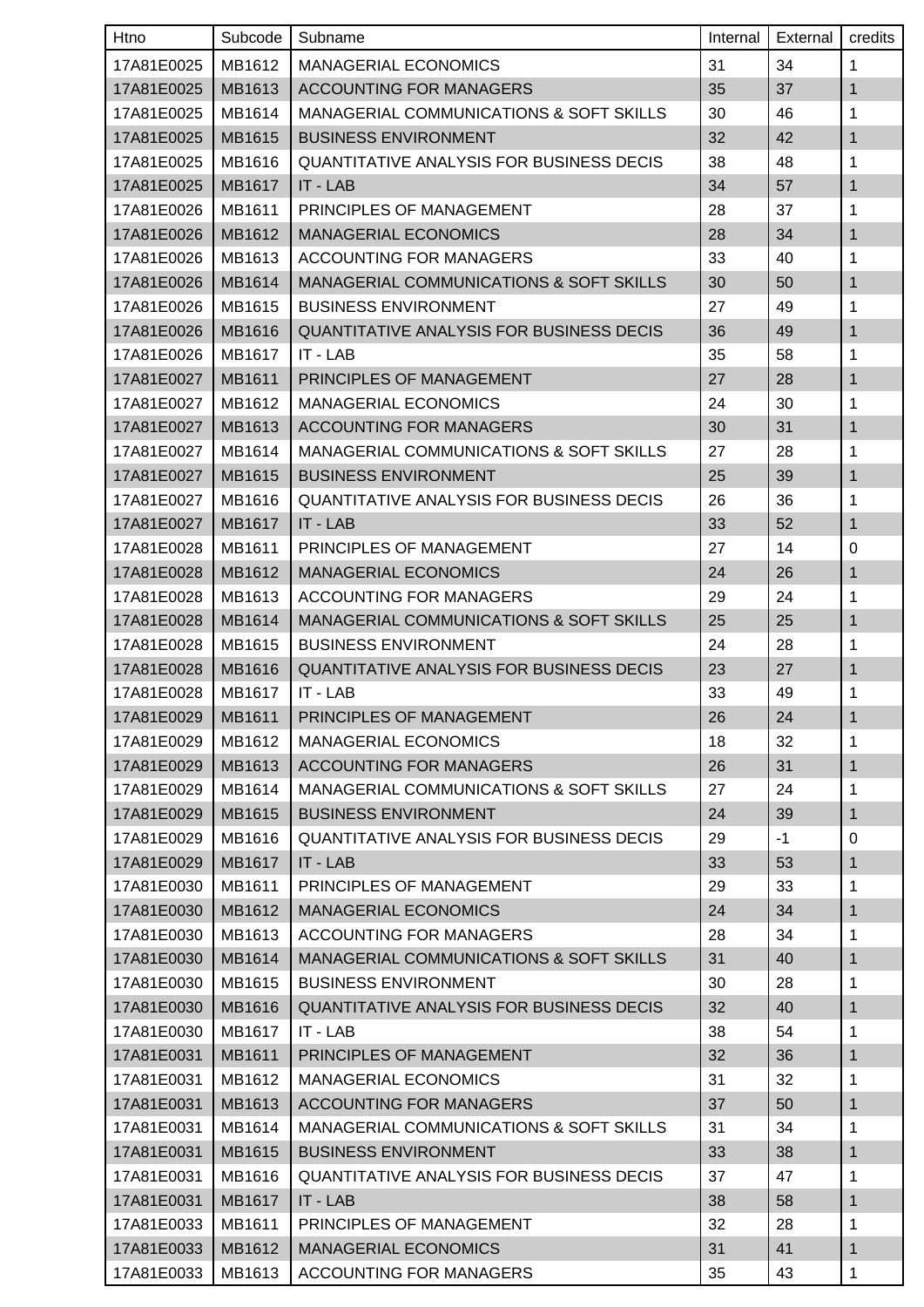| Htno | Subcode | Subname | Internal | External | credits |
| --- | --- | --- | --- | --- | --- |
| 17A81E0025 | MB1612 | MANAGERIAL ECONOMICS | 31 | 34 | 1 |
| 17A81E0025 | MB1613 | ACCOUNTING FOR MANAGERS | 35 | 37 | 1 |
| 17A81E0025 | MB1614 | MANAGERIAL COMMUNICATIONS & SOFT SKILLS | 30 | 46 | 1 |
| 17A81E0025 | MB1615 | BUSINESS ENVIRONMENT | 32 | 42 | 1 |
| 17A81E0025 | MB1616 | QUANTITATIVE ANALYSIS FOR BUSINESS DECIS | 38 | 48 | 1 |
| 17A81E0025 | MB1617 | IT - LAB | 34 | 57 | 1 |
| 17A81E0026 | MB1611 | PRINCIPLES OF MANAGEMENT | 28 | 37 | 1 |
| 17A81E0026 | MB1612 | MANAGERIAL ECONOMICS | 28 | 34 | 1 |
| 17A81E0026 | MB1613 | ACCOUNTING FOR MANAGERS | 33 | 40 | 1 |
| 17A81E0026 | MB1614 | MANAGERIAL COMMUNICATIONS & SOFT SKILLS | 30 | 50 | 1 |
| 17A81E0026 | MB1615 | BUSINESS ENVIRONMENT | 27 | 49 | 1 |
| 17A81E0026 | MB1616 | QUANTITATIVE ANALYSIS FOR BUSINESS DECIS | 36 | 49 | 1 |
| 17A81E0026 | MB1617 | IT - LAB | 35 | 58 | 1 |
| 17A81E0027 | MB1611 | PRINCIPLES OF MANAGEMENT | 27 | 28 | 1 |
| 17A81E0027 | MB1612 | MANAGERIAL ECONOMICS | 24 | 30 | 1 |
| 17A81E0027 | MB1613 | ACCOUNTING FOR MANAGERS | 30 | 31 | 1 |
| 17A81E0027 | MB1614 | MANAGERIAL COMMUNICATIONS & SOFT SKILLS | 27 | 28 | 1 |
| 17A81E0027 | MB1615 | BUSINESS ENVIRONMENT | 25 | 39 | 1 |
| 17A81E0027 | MB1616 | QUANTITATIVE ANALYSIS FOR BUSINESS DECIS | 26 | 36 | 1 |
| 17A81E0027 | MB1617 | IT - LAB | 33 | 52 | 1 |
| 17A81E0028 | MB1611 | PRINCIPLES OF MANAGEMENT | 27 | 14 | 0 |
| 17A81E0028 | MB1612 | MANAGERIAL ECONOMICS | 24 | 26 | 1 |
| 17A81E0028 | MB1613 | ACCOUNTING FOR MANAGERS | 29 | 24 | 1 |
| 17A81E0028 | MB1614 | MANAGERIAL COMMUNICATIONS & SOFT SKILLS | 25 | 25 | 1 |
| 17A81E0028 | MB1615 | BUSINESS ENVIRONMENT | 24 | 28 | 1 |
| 17A81E0028 | MB1616 | QUANTITATIVE ANALYSIS FOR BUSINESS DECIS | 23 | 27 | 1 |
| 17A81E0028 | MB1617 | IT - LAB | 33 | 49 | 1 |
| 17A81E0029 | MB1611 | PRINCIPLES OF MANAGEMENT | 26 | 24 | 1 |
| 17A81E0029 | MB1612 | MANAGERIAL ECONOMICS | 18 | 32 | 1 |
| 17A81E0029 | MB1613 | ACCOUNTING FOR MANAGERS | 26 | 31 | 1 |
| 17A81E0029 | MB1614 | MANAGERIAL COMMUNICATIONS & SOFT SKILLS | 27 | 24 | 1 |
| 17A81E0029 | MB1615 | BUSINESS ENVIRONMENT | 24 | 39 | 1 |
| 17A81E0029 | MB1616 | QUANTITATIVE ANALYSIS FOR BUSINESS DECIS | 29 | -1 | 0 |
| 17A81E0029 | MB1617 | IT - LAB | 33 | 53 | 1 |
| 17A81E0030 | MB1611 | PRINCIPLES OF MANAGEMENT | 29 | 33 | 1 |
| 17A81E0030 | MB1612 | MANAGERIAL ECONOMICS | 24 | 34 | 1 |
| 17A81E0030 | MB1613 | ACCOUNTING FOR MANAGERS | 28 | 34 | 1 |
| 17A81E0030 | MB1614 | MANAGERIAL COMMUNICATIONS & SOFT SKILLS | 31 | 40 | 1 |
| 17A81E0030 | MB1615 | BUSINESS ENVIRONMENT | 30 | 28 | 1 |
| 17A81E0030 | MB1616 | QUANTITATIVE ANALYSIS FOR BUSINESS DECIS | 32 | 40 | 1 |
| 17A81E0030 | MB1617 | IT - LAB | 38 | 54 | 1 |
| 17A81E0031 | MB1611 | PRINCIPLES OF MANAGEMENT | 32 | 36 | 1 |
| 17A81E0031 | MB1612 | MANAGERIAL ECONOMICS | 31 | 32 | 1 |
| 17A81E0031 | MB1613 | ACCOUNTING FOR MANAGERS | 37 | 50 | 1 |
| 17A81E0031 | MB1614 | MANAGERIAL COMMUNICATIONS & SOFT SKILLS | 31 | 34 | 1 |
| 17A81E0031 | MB1615 | BUSINESS ENVIRONMENT | 33 | 38 | 1 |
| 17A81E0031 | MB1616 | QUANTITATIVE ANALYSIS FOR BUSINESS DECIS | 37 | 47 | 1 |
| 17A81E0031 | MB1617 | IT - LAB | 38 | 58 | 1 |
| 17A81E0033 | MB1611 | PRINCIPLES OF MANAGEMENT | 32 | 28 | 1 |
| 17A81E0033 | MB1612 | MANAGERIAL ECONOMICS | 31 | 41 | 1 |
| 17A81E0033 | MB1613 | ACCOUNTING FOR MANAGERS | 35 | 43 | 1 |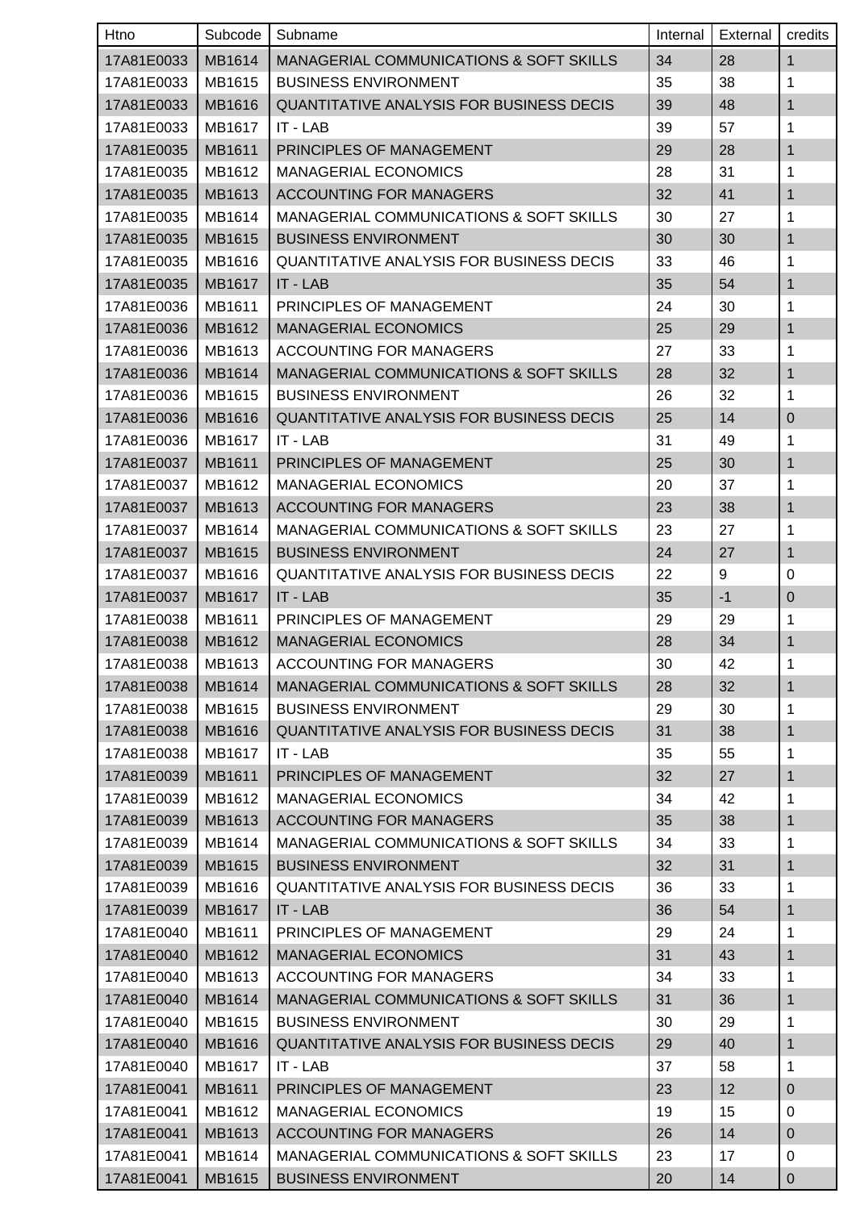| Htno | Subcode | Subname | Internal | External | credits |
|---|---|---|---|---|---|
| 17A81E0033 | MB1614 | MANAGERIAL COMMUNICATIONS & SOFT SKILLS | 34 | 28 | 1 |
| 17A81E0033 | MB1615 | BUSINESS ENVIRONMENT | 35 | 38 | 1 |
| 17A81E0033 | MB1616 | QUANTITATIVE ANALYSIS FOR BUSINESS DECIS | 39 | 48 | 1 |
| 17A81E0033 | MB1617 | IT - LAB | 39 | 57 | 1 |
| 17A81E0035 | MB1611 | PRINCIPLES OF MANAGEMENT | 29 | 28 | 1 |
| 17A81E0035 | MB1612 | MANAGERIAL ECONOMICS | 28 | 31 | 1 |
| 17A81E0035 | MB1613 | ACCOUNTING FOR MANAGERS | 32 | 41 | 1 |
| 17A81E0035 | MB1614 | MANAGERIAL COMMUNICATIONS & SOFT SKILLS | 30 | 27 | 1 |
| 17A81E0035 | MB1615 | BUSINESS ENVIRONMENT | 30 | 30 | 1 |
| 17A81E0035 | MB1616 | QUANTITATIVE ANALYSIS FOR BUSINESS DECIS | 33 | 46 | 1 |
| 17A81E0035 | MB1617 | IT - LAB | 35 | 54 | 1 |
| 17A81E0036 | MB1611 | PRINCIPLES OF MANAGEMENT | 24 | 30 | 1 |
| 17A81E0036 | MB1612 | MANAGERIAL ECONOMICS | 25 | 29 | 1 |
| 17A81E0036 | MB1613 | ACCOUNTING FOR MANAGERS | 27 | 33 | 1 |
| 17A81E0036 | MB1614 | MANAGERIAL COMMUNICATIONS & SOFT SKILLS | 28 | 32 | 1 |
| 17A81E0036 | MB1615 | BUSINESS ENVIRONMENT | 26 | 32 | 1 |
| 17A81E0036 | MB1616 | QUANTITATIVE ANALYSIS FOR BUSINESS DECIS | 25 | 14 | 0 |
| 17A81E0036 | MB1617 | IT - LAB | 31 | 49 | 1 |
| 17A81E0037 | MB1611 | PRINCIPLES OF MANAGEMENT | 25 | 30 | 1 |
| 17A81E0037 | MB1612 | MANAGERIAL ECONOMICS | 20 | 37 | 1 |
| 17A81E0037 | MB1613 | ACCOUNTING FOR MANAGERS | 23 | 38 | 1 |
| 17A81E0037 | MB1614 | MANAGERIAL COMMUNICATIONS & SOFT SKILLS | 23 | 27 | 1 |
| 17A81E0037 | MB1615 | BUSINESS ENVIRONMENT | 24 | 27 | 1 |
| 17A81E0037 | MB1616 | QUANTITATIVE ANALYSIS FOR BUSINESS DECIS | 22 | 9 | 0 |
| 17A81E0037 | MB1617 | IT - LAB | 35 | -1 | 0 |
| 17A81E0038 | MB1611 | PRINCIPLES OF MANAGEMENT | 29 | 29 | 1 |
| 17A81E0038 | MB1612 | MANAGERIAL ECONOMICS | 28 | 34 | 1 |
| 17A81E0038 | MB1613 | ACCOUNTING FOR MANAGERS | 30 | 42 | 1 |
| 17A81E0038 | MB1614 | MANAGERIAL COMMUNICATIONS & SOFT SKILLS | 28 | 32 | 1 |
| 17A81E0038 | MB1615 | BUSINESS ENVIRONMENT | 29 | 30 | 1 |
| 17A81E0038 | MB1616 | QUANTITATIVE ANALYSIS FOR BUSINESS DECIS | 31 | 38 | 1 |
| 17A81E0038 | MB1617 | IT - LAB | 35 | 55 | 1 |
| 17A81E0039 | MB1611 | PRINCIPLES OF MANAGEMENT | 32 | 27 | 1 |
| 17A81E0039 | MB1612 | MANAGERIAL ECONOMICS | 34 | 42 | 1 |
| 17A81E0039 | MB1613 | ACCOUNTING FOR MANAGERS | 35 | 38 | 1 |
| 17A81E0039 | MB1614 | MANAGERIAL COMMUNICATIONS & SOFT SKILLS | 34 | 33 | 1 |
| 17A81E0039 | MB1615 | BUSINESS ENVIRONMENT | 32 | 31 | 1 |
| 17A81E0039 | MB1616 | QUANTITATIVE ANALYSIS FOR BUSINESS DECIS | 36 | 33 | 1 |
| 17A81E0039 | MB1617 | IT - LAB | 36 | 54 | 1 |
| 17A81E0040 | MB1611 | PRINCIPLES OF MANAGEMENT | 29 | 24 | 1 |
| 17A81E0040 | MB1612 | MANAGERIAL ECONOMICS | 31 | 43 | 1 |
| 17A81E0040 | MB1613 | ACCOUNTING FOR MANAGERS | 34 | 33 | 1 |
| 17A81E0040 | MB1614 | MANAGERIAL COMMUNICATIONS & SOFT SKILLS | 31 | 36 | 1 |
| 17A81E0040 | MB1615 | BUSINESS ENVIRONMENT | 30 | 29 | 1 |
| 17A81E0040 | MB1616 | QUANTITATIVE ANALYSIS FOR BUSINESS DECIS | 29 | 40 | 1 |
| 17A81E0040 | MB1617 | IT - LAB | 37 | 58 | 1 |
| 17A81E0041 | MB1611 | PRINCIPLES OF MANAGEMENT | 23 | 12 | 0 |
| 17A81E0041 | MB1612 | MANAGERIAL ECONOMICS | 19 | 15 | 0 |
| 17A81E0041 | MB1613 | ACCOUNTING FOR MANAGERS | 26 | 14 | 0 |
| 17A81E0041 | MB1614 | MANAGERIAL COMMUNICATIONS & SOFT SKILLS | 23 | 17 | 0 |
| 17A81E0041 | MB1615 | BUSINESS ENVIRONMENT | 20 | 14 | 0 |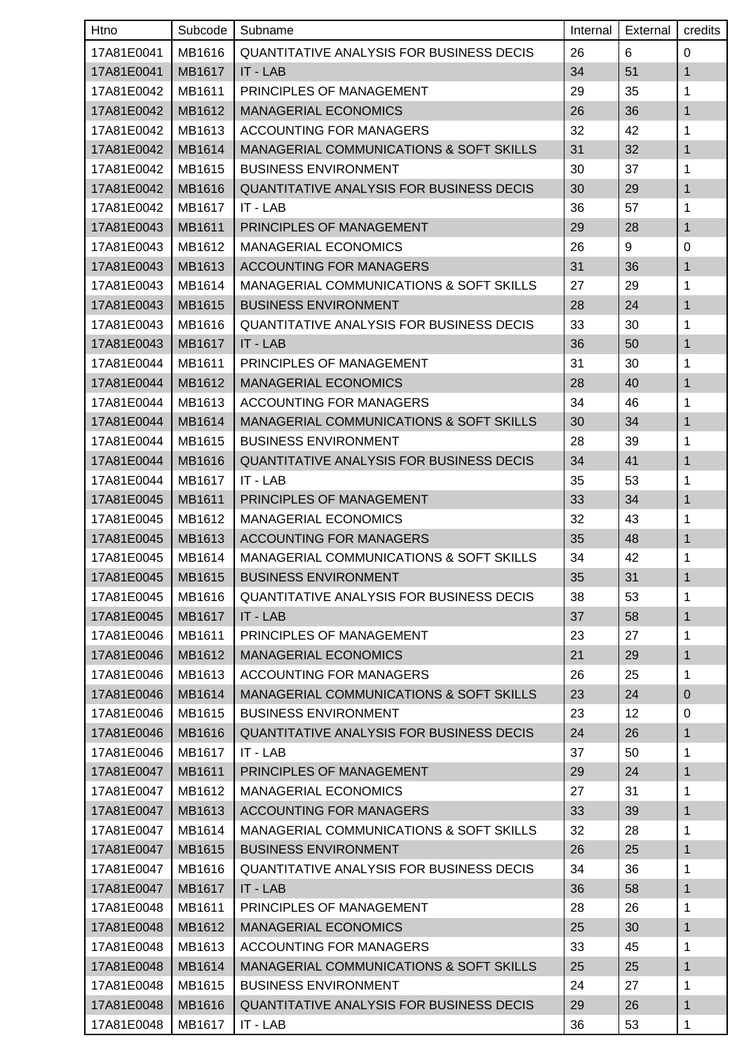| Htno | Subcode | Subname | Internal | External | credits |
|---|---|---|---|---|---|
| 17A81E0041 | MB1616 | QUANTITATIVE ANALYSIS FOR BUSINESS DECIS | 26 | 6 | 0 |
| 17A81E0041 | MB1617 | IT - LAB | 34 | 51 | 1 |
| 17A81E0042 | MB1611 | PRINCIPLES OF MANAGEMENT | 29 | 35 | 1 |
| 17A81E0042 | MB1612 | MANAGERIAL ECONOMICS | 26 | 36 | 1 |
| 17A81E0042 | MB1613 | ACCOUNTING FOR MANAGERS | 32 | 42 | 1 |
| 17A81E0042 | MB1614 | MANAGERIAL COMMUNICATIONS & SOFT SKILLS | 31 | 32 | 1 |
| 17A81E0042 | MB1615 | BUSINESS ENVIRONMENT | 30 | 37 | 1 |
| 17A81E0042 | MB1616 | QUANTITATIVE ANALYSIS FOR BUSINESS DECIS | 30 | 29 | 1 |
| 17A81E0042 | MB1617 | IT - LAB | 36 | 57 | 1 |
| 17A81E0043 | MB1611 | PRINCIPLES OF MANAGEMENT | 29 | 28 | 1 |
| 17A81E0043 | MB1612 | MANAGERIAL ECONOMICS | 26 | 9 | 0 |
| 17A81E0043 | MB1613 | ACCOUNTING FOR MANAGERS | 31 | 36 | 1 |
| 17A81E0043 | MB1614 | MANAGERIAL COMMUNICATIONS & SOFT SKILLS | 27 | 29 | 1 |
| 17A81E0043 | MB1615 | BUSINESS ENVIRONMENT | 28 | 24 | 1 |
| 17A81E0043 | MB1616 | QUANTITATIVE ANALYSIS FOR BUSINESS DECIS | 33 | 30 | 1 |
| 17A81E0043 | MB1617 | IT - LAB | 36 | 50 | 1 |
| 17A81E0044 | MB1611 | PRINCIPLES OF MANAGEMENT | 31 | 30 | 1 |
| 17A81E0044 | MB1612 | MANAGERIAL ECONOMICS | 28 | 40 | 1 |
| 17A81E0044 | MB1613 | ACCOUNTING FOR MANAGERS | 34 | 46 | 1 |
| 17A81E0044 | MB1614 | MANAGERIAL COMMUNICATIONS & SOFT SKILLS | 30 | 34 | 1 |
| 17A81E0044 | MB1615 | BUSINESS ENVIRONMENT | 28 | 39 | 1 |
| 17A81E0044 | MB1616 | QUANTITATIVE ANALYSIS FOR BUSINESS DECIS | 34 | 41 | 1 |
| 17A81E0044 | MB1617 | IT - LAB | 35 | 53 | 1 |
| 17A81E0045 | MB1611 | PRINCIPLES OF MANAGEMENT | 33 | 34 | 1 |
| 17A81E0045 | MB1612 | MANAGERIAL ECONOMICS | 32 | 43 | 1 |
| 17A81E0045 | MB1613 | ACCOUNTING FOR MANAGERS | 35 | 48 | 1 |
| 17A81E0045 | MB1614 | MANAGERIAL COMMUNICATIONS & SOFT SKILLS | 34 | 42 | 1 |
| 17A81E0045 | MB1615 | BUSINESS ENVIRONMENT | 35 | 31 | 1 |
| 17A81E0045 | MB1616 | QUANTITATIVE ANALYSIS FOR BUSINESS DECIS | 38 | 53 | 1 |
| 17A81E0045 | MB1617 | IT - LAB | 37 | 58 | 1 |
| 17A81E0046 | MB1611 | PRINCIPLES OF MANAGEMENT | 23 | 27 | 1 |
| 17A81E0046 | MB1612 | MANAGERIAL ECONOMICS | 21 | 29 | 1 |
| 17A81E0046 | MB1613 | ACCOUNTING FOR MANAGERS | 26 | 25 | 1 |
| 17A81E0046 | MB1614 | MANAGERIAL COMMUNICATIONS & SOFT SKILLS | 23 | 24 | 0 |
| 17A81E0046 | MB1615 | BUSINESS ENVIRONMENT | 23 | 12 | 0 |
| 17A81E0046 | MB1616 | QUANTITATIVE ANALYSIS FOR BUSINESS DECIS | 24 | 26 | 1 |
| 17A81E0046 | MB1617 | IT - LAB | 37 | 50 | 1 |
| 17A81E0047 | MB1611 | PRINCIPLES OF MANAGEMENT | 29 | 24 | 1 |
| 17A81E0047 | MB1612 | MANAGERIAL ECONOMICS | 27 | 31 | 1 |
| 17A81E0047 | MB1613 | ACCOUNTING FOR MANAGERS | 33 | 39 | 1 |
| 17A81E0047 | MB1614 | MANAGERIAL COMMUNICATIONS & SOFT SKILLS | 32 | 28 | 1 |
| 17A81E0047 | MB1615 | BUSINESS ENVIRONMENT | 26 | 25 | 1 |
| 17A81E0047 | MB1616 | QUANTITATIVE ANALYSIS FOR BUSINESS DECIS | 34 | 36 | 1 |
| 17A81E0047 | MB1617 | IT - LAB | 36 | 58 | 1 |
| 17A81E0048 | MB1611 | PRINCIPLES OF MANAGEMENT | 28 | 26 | 1 |
| 17A81E0048 | MB1612 | MANAGERIAL ECONOMICS | 25 | 30 | 1 |
| 17A81E0048 | MB1613 | ACCOUNTING FOR MANAGERS | 33 | 45 | 1 |
| 17A81E0048 | MB1614 | MANAGERIAL COMMUNICATIONS & SOFT SKILLS | 25 | 25 | 1 |
| 17A81E0048 | MB1615 | BUSINESS ENVIRONMENT | 24 | 27 | 1 |
| 17A81E0048 | MB1616 | QUANTITATIVE ANALYSIS FOR BUSINESS DECIS | 29 | 26 | 1 |
| 17A81E0048 | MB1617 | IT - LAB | 36 | 53 | 1 |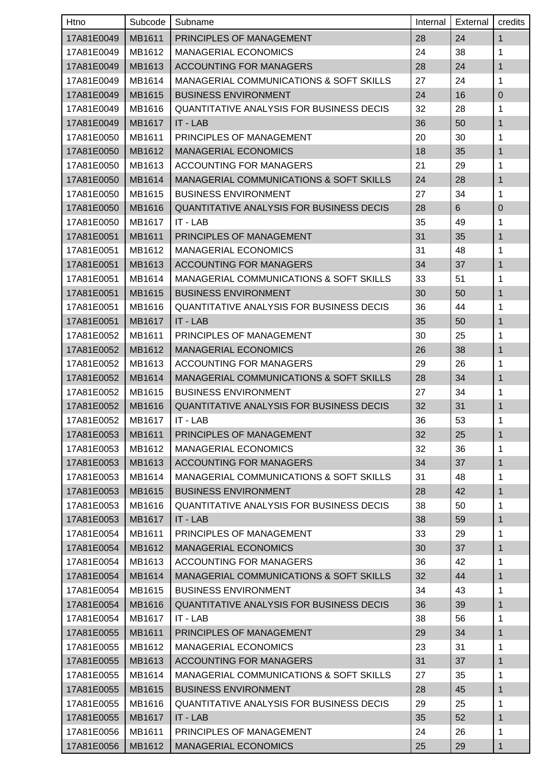| Htno | Subcode | Subname | Internal | External | credits |
|---|---|---|---|---|---|
| 17A81E0049 | MB1611 | PRINCIPLES OF MANAGEMENT | 28 | 24 | 1 |
| 17A81E0049 | MB1612 | MANAGERIAL ECONOMICS | 24 | 38 | 1 |
| 17A81E0049 | MB1613 | ACCOUNTING FOR MANAGERS | 28 | 24 | 1 |
| 17A81E0049 | MB1614 | MANAGERIAL COMMUNICATIONS & SOFT SKILLS | 27 | 24 | 1 |
| 17A81E0049 | MB1615 | BUSINESS ENVIRONMENT | 24 | 16 | 0 |
| 17A81E0049 | MB1616 | QUANTITATIVE ANALYSIS FOR BUSINESS DECIS | 32 | 28 | 1 |
| 17A81E0049 | MB1617 | IT - LAB | 36 | 50 | 1 |
| 17A81E0050 | MB1611 | PRINCIPLES OF MANAGEMENT | 20 | 30 | 1 |
| 17A81E0050 | MB1612 | MANAGERIAL ECONOMICS | 18 | 35 | 1 |
| 17A81E0050 | MB1613 | ACCOUNTING FOR MANAGERS | 21 | 29 | 1 |
| 17A81E0050 | MB1614 | MANAGERIAL COMMUNICATIONS & SOFT SKILLS | 24 | 28 | 1 |
| 17A81E0050 | MB1615 | BUSINESS ENVIRONMENT | 27 | 34 | 1 |
| 17A81E0050 | MB1616 | QUANTITATIVE ANALYSIS FOR BUSINESS DECIS | 28 | 6 | 0 |
| 17A81E0050 | MB1617 | IT - LAB | 35 | 49 | 1 |
| 17A81E0051 | MB1611 | PRINCIPLES OF MANAGEMENT | 31 | 35 | 1 |
| 17A81E0051 | MB1612 | MANAGERIAL ECONOMICS | 31 | 48 | 1 |
| 17A81E0051 | MB1613 | ACCOUNTING FOR MANAGERS | 34 | 37 | 1 |
| 17A81E0051 | MB1614 | MANAGERIAL COMMUNICATIONS & SOFT SKILLS | 33 | 51 | 1 |
| 17A81E0051 | MB1615 | BUSINESS ENVIRONMENT | 30 | 50 | 1 |
| 17A81E0051 | MB1616 | QUANTITATIVE ANALYSIS FOR BUSINESS DECIS | 36 | 44 | 1 |
| 17A81E0051 | MB1617 | IT - LAB | 35 | 50 | 1 |
| 17A81E0052 | MB1611 | PRINCIPLES OF MANAGEMENT | 30 | 25 | 1 |
| 17A81E0052 | MB1612 | MANAGERIAL ECONOMICS | 26 | 38 | 1 |
| 17A81E0052 | MB1613 | ACCOUNTING FOR MANAGERS | 29 | 26 | 1 |
| 17A81E0052 | MB1614 | MANAGERIAL COMMUNICATIONS & SOFT SKILLS | 28 | 34 | 1 |
| 17A81E0052 | MB1615 | BUSINESS ENVIRONMENT | 27 | 34 | 1 |
| 17A81E0052 | MB1616 | QUANTITATIVE ANALYSIS FOR BUSINESS DECIS | 32 | 31 | 1 |
| 17A81E0052 | MB1617 | IT - LAB | 36 | 53 | 1 |
| 17A81E0053 | MB1611 | PRINCIPLES OF MANAGEMENT | 32 | 25 | 1 |
| 17A81E0053 | MB1612 | MANAGERIAL ECONOMICS | 32 | 36 | 1 |
| 17A81E0053 | MB1613 | ACCOUNTING FOR MANAGERS | 34 | 37 | 1 |
| 17A81E0053 | MB1614 | MANAGERIAL COMMUNICATIONS & SOFT SKILLS | 31 | 48 | 1 |
| 17A81E0053 | MB1615 | BUSINESS ENVIRONMENT | 28 | 42 | 1 |
| 17A81E0053 | MB1616 | QUANTITATIVE ANALYSIS FOR BUSINESS DECIS | 38 | 50 | 1 |
| 17A81E0053 | MB1617 | IT - LAB | 38 | 59 | 1 |
| 17A81E0054 | MB1611 | PRINCIPLES OF MANAGEMENT | 33 | 29 | 1 |
| 17A81E0054 | MB1612 | MANAGERIAL ECONOMICS | 30 | 37 | 1 |
| 17A81E0054 | MB1613 | ACCOUNTING FOR MANAGERS | 36 | 42 | 1 |
| 17A81E0054 | MB1614 | MANAGERIAL COMMUNICATIONS & SOFT SKILLS | 32 | 44 | 1 |
| 17A81E0054 | MB1615 | BUSINESS ENVIRONMENT | 34 | 43 | 1 |
| 17A81E0054 | MB1616 | QUANTITATIVE ANALYSIS FOR BUSINESS DECIS | 36 | 39 | 1 |
| 17A81E0054 | MB1617 | IT - LAB | 38 | 56 | 1 |
| 17A81E0055 | MB1611 | PRINCIPLES OF MANAGEMENT | 29 | 34 | 1 |
| 17A81E0055 | MB1612 | MANAGERIAL ECONOMICS | 23 | 31 | 1 |
| 17A81E0055 | MB1613 | ACCOUNTING FOR MANAGERS | 31 | 37 | 1 |
| 17A81E0055 | MB1614 | MANAGERIAL COMMUNICATIONS & SOFT SKILLS | 27 | 35 | 1 |
| 17A81E0055 | MB1615 | BUSINESS ENVIRONMENT | 28 | 45 | 1 |
| 17A81E0055 | MB1616 | QUANTITATIVE ANALYSIS FOR BUSINESS DECIS | 29 | 25 | 1 |
| 17A81E0055 | MB1617 | IT - LAB | 35 | 52 | 1 |
| 17A81E0056 | MB1611 | PRINCIPLES OF MANAGEMENT | 24 | 26 | 1 |
| 17A81E0056 | MB1612 | MANAGERIAL ECONOMICS | 25 | 29 | 1 |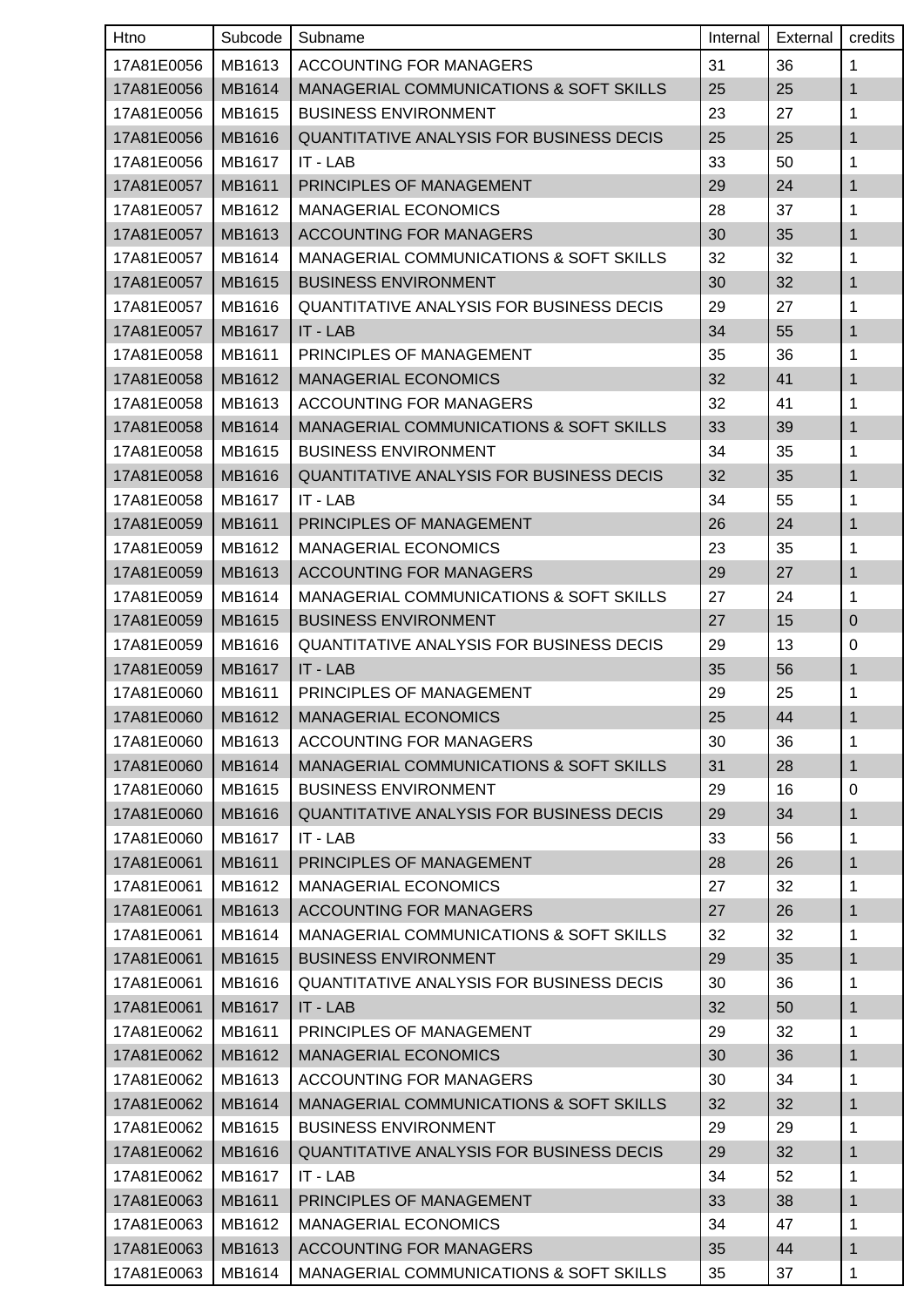| Htno | Subcode | Subname | Internal | External | credits |
|---|---|---|---|---|---|
| 17A81E0056 | MB1613 | ACCOUNTING FOR MANAGERS | 31 | 36 | 1 |
| 17A81E0056 | MB1614 | MANAGERIAL COMMUNICATIONS & SOFT SKILLS | 25 | 25 | 1 |
| 17A81E0056 | MB1615 | BUSINESS ENVIRONMENT | 23 | 27 | 1 |
| 17A81E0056 | MB1616 | QUANTITATIVE ANALYSIS FOR BUSINESS DECIS | 25 | 25 | 1 |
| 17A81E0056 | MB1617 | IT - LAB | 33 | 50 | 1 |
| 17A81E0057 | MB1611 | PRINCIPLES OF MANAGEMENT | 29 | 24 | 1 |
| 17A81E0057 | MB1612 | MANAGERIAL ECONOMICS | 28 | 37 | 1 |
| 17A81E0057 | MB1613 | ACCOUNTING FOR MANAGERS | 30 | 35 | 1 |
| 17A81E0057 | MB1614 | MANAGERIAL COMMUNICATIONS & SOFT SKILLS | 32 | 32 | 1 |
| 17A81E0057 | MB1615 | BUSINESS ENVIRONMENT | 30 | 32 | 1 |
| 17A81E0057 | MB1616 | QUANTITATIVE ANALYSIS FOR BUSINESS DECIS | 29 | 27 | 1 |
| 17A81E0057 | MB1617 | IT - LAB | 34 | 55 | 1 |
| 17A81E0058 | MB1611 | PRINCIPLES OF MANAGEMENT | 35 | 36 | 1 |
| 17A81E0058 | MB1612 | MANAGERIAL ECONOMICS | 32 | 41 | 1 |
| 17A81E0058 | MB1613 | ACCOUNTING FOR MANAGERS | 32 | 41 | 1 |
| 17A81E0058 | MB1614 | MANAGERIAL COMMUNICATIONS & SOFT SKILLS | 33 | 39 | 1 |
| 17A81E0058 | MB1615 | BUSINESS ENVIRONMENT | 34 | 35 | 1 |
| 17A81E0058 | MB1616 | QUANTITATIVE ANALYSIS FOR BUSINESS DECIS | 32 | 35 | 1 |
| 17A81E0058 | MB1617 | IT - LAB | 34 | 55 | 1 |
| 17A81E0059 | MB1611 | PRINCIPLES OF MANAGEMENT | 26 | 24 | 1 |
| 17A81E0059 | MB1612 | MANAGERIAL ECONOMICS | 23 | 35 | 1 |
| 17A81E0059 | MB1613 | ACCOUNTING FOR MANAGERS | 29 | 27 | 1 |
| 17A81E0059 | MB1614 | MANAGERIAL COMMUNICATIONS & SOFT SKILLS | 27 | 24 | 1 |
| 17A81E0059 | MB1615 | BUSINESS ENVIRONMENT | 27 | 15 | 0 |
| 17A81E0059 | MB1616 | QUANTITATIVE ANALYSIS FOR BUSINESS DECIS | 29 | 13 | 0 |
| 17A81E0059 | MB1617 | IT - LAB | 35 | 56 | 1 |
| 17A81E0060 | MB1611 | PRINCIPLES OF MANAGEMENT | 29 | 25 | 1 |
| 17A81E0060 | MB1612 | MANAGERIAL ECONOMICS | 25 | 44 | 1 |
| 17A81E0060 | MB1613 | ACCOUNTING FOR MANAGERS | 30 | 36 | 1 |
| 17A81E0060 | MB1614 | MANAGERIAL COMMUNICATIONS & SOFT SKILLS | 31 | 28 | 1 |
| 17A81E0060 | MB1615 | BUSINESS ENVIRONMENT | 29 | 16 | 0 |
| 17A81E0060 | MB1616 | QUANTITATIVE ANALYSIS FOR BUSINESS DECIS | 29 | 34 | 1 |
| 17A81E0060 | MB1617 | IT - LAB | 33 | 56 | 1 |
| 17A81E0061 | MB1611 | PRINCIPLES OF MANAGEMENT | 28 | 26 | 1 |
| 17A81E0061 | MB1612 | MANAGERIAL ECONOMICS | 27 | 32 | 1 |
| 17A81E0061 | MB1613 | ACCOUNTING FOR MANAGERS | 27 | 26 | 1 |
| 17A81E0061 | MB1614 | MANAGERIAL COMMUNICATIONS & SOFT SKILLS | 32 | 32 | 1 |
| 17A81E0061 | MB1615 | BUSINESS ENVIRONMENT | 29 | 35 | 1 |
| 17A81E0061 | MB1616 | QUANTITATIVE ANALYSIS FOR BUSINESS DECIS | 30 | 36 | 1 |
| 17A81E0061 | MB1617 | IT - LAB | 32 | 50 | 1 |
| 17A81E0062 | MB1611 | PRINCIPLES OF MANAGEMENT | 29 | 32 | 1 |
| 17A81E0062 | MB1612 | MANAGERIAL ECONOMICS | 30 | 36 | 1 |
| 17A81E0062 | MB1613 | ACCOUNTING FOR MANAGERS | 30 | 34 | 1 |
| 17A81E0062 | MB1614 | MANAGERIAL COMMUNICATIONS & SOFT SKILLS | 32 | 32 | 1 |
| 17A81E0062 | MB1615 | BUSINESS ENVIRONMENT | 29 | 29 | 1 |
| 17A81E0062 | MB1616 | QUANTITATIVE ANALYSIS FOR BUSINESS DECIS | 29 | 32 | 1 |
| 17A81E0062 | MB1617 | IT - LAB | 34 | 52 | 1 |
| 17A81E0063 | MB1611 | PRINCIPLES OF MANAGEMENT | 33 | 38 | 1 |
| 17A81E0063 | MB1612 | MANAGERIAL ECONOMICS | 34 | 47 | 1 |
| 17A81E0063 | MB1613 | ACCOUNTING FOR MANAGERS | 35 | 44 | 1 |
| 17A81E0063 | MB1614 | MANAGERIAL COMMUNICATIONS & SOFT SKILLS | 35 | 37 | 1 |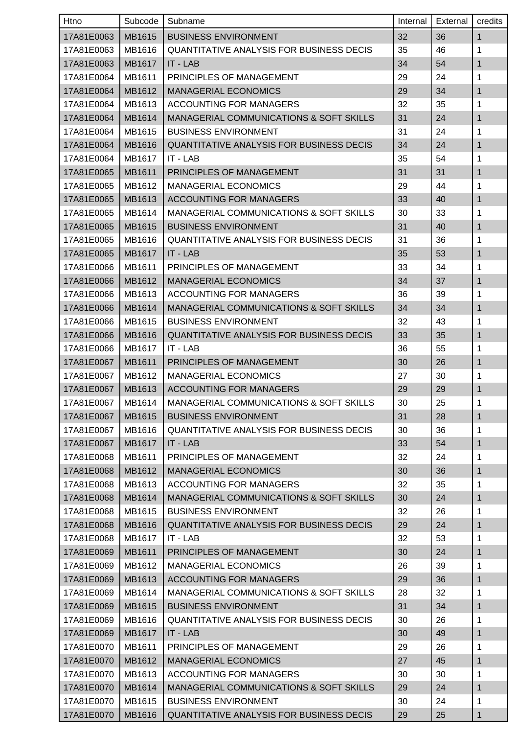| Htno | Subcode | Subname | Internal | External | credits |
|---|---|---|---|---|---|
| 17A81E0063 | MB1615 | BUSINESS ENVIRONMENT | 32 | 36 | 1 |
| 17A81E0063 | MB1616 | QUANTITATIVE ANALYSIS FOR BUSINESS DECIS | 35 | 46 | 1 |
| 17A81E0063 | MB1617 | IT - LAB | 34 | 54 | 1 |
| 17A81E0064 | MB1611 | PRINCIPLES OF MANAGEMENT | 29 | 24 | 1 |
| 17A81E0064 | MB1612 | MANAGERIAL ECONOMICS | 29 | 34 | 1 |
| 17A81E0064 | MB1613 | ACCOUNTING FOR MANAGERS | 32 | 35 | 1 |
| 17A81E0064 | MB1614 | MANAGERIAL COMMUNICATIONS & SOFT SKILLS | 31 | 24 | 1 |
| 17A81E0064 | MB1615 | BUSINESS ENVIRONMENT | 31 | 24 | 1 |
| 17A81E0064 | MB1616 | QUANTITATIVE ANALYSIS FOR BUSINESS DECIS | 34 | 24 | 1 |
| 17A81E0064 | MB1617 | IT - LAB | 35 | 54 | 1 |
| 17A81E0065 | MB1611 | PRINCIPLES OF MANAGEMENT | 31 | 31 | 1 |
| 17A81E0065 | MB1612 | MANAGERIAL ECONOMICS | 29 | 44 | 1 |
| 17A81E0065 | MB1613 | ACCOUNTING FOR MANAGERS | 33 | 40 | 1 |
| 17A81E0065 | MB1614 | MANAGERIAL COMMUNICATIONS & SOFT SKILLS | 30 | 33 | 1 |
| 17A81E0065 | MB1615 | BUSINESS ENVIRONMENT | 31 | 40 | 1 |
| 17A81E0065 | MB1616 | QUANTITATIVE ANALYSIS FOR BUSINESS DECIS | 31 | 36 | 1 |
| 17A81E0065 | MB1617 | IT - LAB | 35 | 53 | 1 |
| 17A81E0066 | MB1611 | PRINCIPLES OF MANAGEMENT | 33 | 34 | 1 |
| 17A81E0066 | MB1612 | MANAGERIAL ECONOMICS | 34 | 37 | 1 |
| 17A81E0066 | MB1613 | ACCOUNTING FOR MANAGERS | 36 | 39 | 1 |
| 17A81E0066 | MB1614 | MANAGERIAL COMMUNICATIONS & SOFT SKILLS | 34 | 34 | 1 |
| 17A81E0066 | MB1615 | BUSINESS ENVIRONMENT | 32 | 43 | 1 |
| 17A81E0066 | MB1616 | QUANTITATIVE ANALYSIS FOR BUSINESS DECIS | 33 | 35 | 1 |
| 17A81E0066 | MB1617 | IT - LAB | 36 | 55 | 1 |
| 17A81E0067 | MB1611 | PRINCIPLES OF MANAGEMENT | 30 | 26 | 1 |
| 17A81E0067 | MB1612 | MANAGERIAL ECONOMICS | 27 | 30 | 1 |
| 17A81E0067 | MB1613 | ACCOUNTING FOR MANAGERS | 29 | 29 | 1 |
| 17A81E0067 | MB1614 | MANAGERIAL COMMUNICATIONS & SOFT SKILLS | 30 | 25 | 1 |
| 17A81E0067 | MB1615 | BUSINESS ENVIRONMENT | 31 | 28 | 1 |
| 17A81E0067 | MB1616 | QUANTITATIVE ANALYSIS FOR BUSINESS DECIS | 30 | 36 | 1 |
| 17A81E0067 | MB1617 | IT - LAB | 33 | 54 | 1 |
| 17A81E0068 | MB1611 | PRINCIPLES OF MANAGEMENT | 32 | 24 | 1 |
| 17A81E0068 | MB1612 | MANAGERIAL ECONOMICS | 30 | 36 | 1 |
| 17A81E0068 | MB1613 | ACCOUNTING FOR MANAGERS | 32 | 35 | 1 |
| 17A81E0068 | MB1614 | MANAGERIAL COMMUNICATIONS & SOFT SKILLS | 30 | 24 | 1 |
| 17A81E0068 | MB1615 | BUSINESS ENVIRONMENT | 32 | 26 | 1 |
| 17A81E0068 | MB1616 | QUANTITATIVE ANALYSIS FOR BUSINESS DECIS | 29 | 24 | 1 |
| 17A81E0068 | MB1617 | IT - LAB | 32 | 53 | 1 |
| 17A81E0069 | MB1611 | PRINCIPLES OF MANAGEMENT | 30 | 24 | 1 |
| 17A81E0069 | MB1612 | MANAGERIAL ECONOMICS | 26 | 39 | 1 |
| 17A81E0069 | MB1613 | ACCOUNTING FOR MANAGERS | 29 | 36 | 1 |
| 17A81E0069 | MB1614 | MANAGERIAL COMMUNICATIONS & SOFT SKILLS | 28 | 32 | 1 |
| 17A81E0069 | MB1615 | BUSINESS ENVIRONMENT | 31 | 34 | 1 |
| 17A81E0069 | MB1616 | QUANTITATIVE ANALYSIS FOR BUSINESS DECIS | 30 | 26 | 1 |
| 17A81E0069 | MB1617 | IT - LAB | 30 | 49 | 1 |
| 17A81E0070 | MB1611 | PRINCIPLES OF MANAGEMENT | 29 | 26 | 1 |
| 17A81E0070 | MB1612 | MANAGERIAL ECONOMICS | 27 | 45 | 1 |
| 17A81E0070 | MB1613 | ACCOUNTING FOR MANAGERS | 30 | 30 | 1 |
| 17A81E0070 | MB1614 | MANAGERIAL COMMUNICATIONS & SOFT SKILLS | 29 | 24 | 1 |
| 17A81E0070 | MB1615 | BUSINESS ENVIRONMENT | 30 | 24 | 1 |
| 17A81E0070 | MB1616 | QUANTITATIVE ANALYSIS FOR BUSINESS DECIS | 29 | 25 | 1 |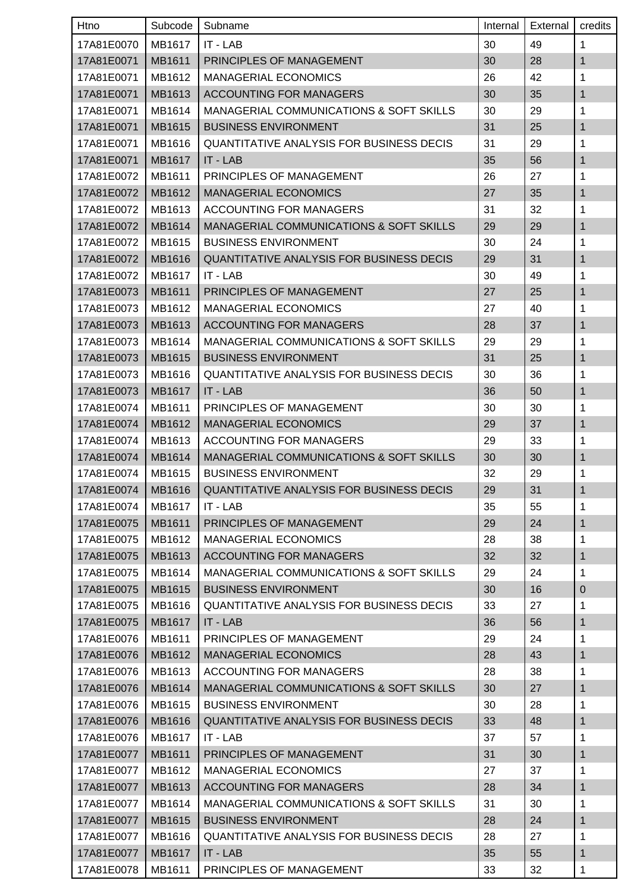| Htno | Subcode | Subname | Internal | External | credits |
|---|---|---|---|---|---|
| 17A81E0070 | MB1617 | IT - LAB | 30 | 49 | 1 |
| 17A81E0071 | MB1611 | PRINCIPLES OF MANAGEMENT | 30 | 28 | 1 |
| 17A81E0071 | MB1612 | MANAGERIAL ECONOMICS | 26 | 42 | 1 |
| 17A81E0071 | MB1613 | ACCOUNTING FOR MANAGERS | 30 | 35 | 1 |
| 17A81E0071 | MB1614 | MANAGERIAL COMMUNICATIONS & SOFT SKILLS | 30 | 29 | 1 |
| 17A81E0071 | MB1615 | BUSINESS ENVIRONMENT | 31 | 25 | 1 |
| 17A81E0071 | MB1616 | QUANTITATIVE ANALYSIS FOR BUSINESS DECIS | 31 | 29 | 1 |
| 17A81E0071 | MB1617 | IT - LAB | 35 | 56 | 1 |
| 17A81E0072 | MB1611 | PRINCIPLES OF MANAGEMENT | 26 | 27 | 1 |
| 17A81E0072 | MB1612 | MANAGERIAL ECONOMICS | 27 | 35 | 1 |
| 17A81E0072 | MB1613 | ACCOUNTING FOR MANAGERS | 31 | 32 | 1 |
| 17A81E0072 | MB1614 | MANAGERIAL COMMUNICATIONS & SOFT SKILLS | 29 | 29 | 1 |
| 17A81E0072 | MB1615 | BUSINESS ENVIRONMENT | 30 | 24 | 1 |
| 17A81E0072 | MB1616 | QUANTITATIVE ANALYSIS FOR BUSINESS DECIS | 29 | 31 | 1 |
| 17A81E0072 | MB1617 | IT - LAB | 30 | 49 | 1 |
| 17A81E0073 | MB1611 | PRINCIPLES OF MANAGEMENT | 27 | 25 | 1 |
| 17A81E0073 | MB1612 | MANAGERIAL ECONOMICS | 27 | 40 | 1 |
| 17A81E0073 | MB1613 | ACCOUNTING FOR MANAGERS | 28 | 37 | 1 |
| 17A81E0073 | MB1614 | MANAGERIAL COMMUNICATIONS & SOFT SKILLS | 29 | 29 | 1 |
| 17A81E0073 | MB1615 | BUSINESS ENVIRONMENT | 31 | 25 | 1 |
| 17A81E0073 | MB1616 | QUANTITATIVE ANALYSIS FOR BUSINESS DECIS | 30 | 36 | 1 |
| 17A81E0073 | MB1617 | IT - LAB | 36 | 50 | 1 |
| 17A81E0074 | MB1611 | PRINCIPLES OF MANAGEMENT | 30 | 30 | 1 |
| 17A81E0074 | MB1612 | MANAGERIAL ECONOMICS | 29 | 37 | 1 |
| 17A81E0074 | MB1613 | ACCOUNTING FOR MANAGERS | 29 | 33 | 1 |
| 17A81E0074 | MB1614 | MANAGERIAL COMMUNICATIONS & SOFT SKILLS | 30 | 30 | 1 |
| 17A81E0074 | MB1615 | BUSINESS ENVIRONMENT | 32 | 29 | 1 |
| 17A81E0074 | MB1616 | QUANTITATIVE ANALYSIS FOR BUSINESS DECIS | 29 | 31 | 1 |
| 17A81E0074 | MB1617 | IT - LAB | 35 | 55 | 1 |
| 17A81E0075 | MB1611 | PRINCIPLES OF MANAGEMENT | 29 | 24 | 1 |
| 17A81E0075 | MB1612 | MANAGERIAL ECONOMICS | 28 | 38 | 1 |
| 17A81E0075 | MB1613 | ACCOUNTING FOR MANAGERS | 32 | 32 | 1 |
| 17A81E0075 | MB1614 | MANAGERIAL COMMUNICATIONS & SOFT SKILLS | 29 | 24 | 1 |
| 17A81E0075 | MB1615 | BUSINESS ENVIRONMENT | 30 | 16 | 0 |
| 17A81E0075 | MB1616 | QUANTITATIVE ANALYSIS FOR BUSINESS DECIS | 33 | 27 | 1 |
| 17A81E0075 | MB1617 | IT - LAB | 36 | 56 | 1 |
| 17A81E0076 | MB1611 | PRINCIPLES OF MANAGEMENT | 29 | 24 | 1 |
| 17A81E0076 | MB1612 | MANAGERIAL ECONOMICS | 28 | 43 | 1 |
| 17A81E0076 | MB1613 | ACCOUNTING FOR MANAGERS | 28 | 38 | 1 |
| 17A81E0076 | MB1614 | MANAGERIAL COMMUNICATIONS & SOFT SKILLS | 30 | 27 | 1 |
| 17A81E0076 | MB1615 | BUSINESS ENVIRONMENT | 30 | 28 | 1 |
| 17A81E0076 | MB1616 | QUANTITATIVE ANALYSIS FOR BUSINESS DECIS | 33 | 48 | 1 |
| 17A81E0076 | MB1617 | IT - LAB | 37 | 57 | 1 |
| 17A81E0077 | MB1611 | PRINCIPLES OF MANAGEMENT | 31 | 30 | 1 |
| 17A81E0077 | MB1612 | MANAGERIAL ECONOMICS | 27 | 37 | 1 |
| 17A81E0077 | MB1613 | ACCOUNTING FOR MANAGERS | 28 | 34 | 1 |
| 17A81E0077 | MB1614 | MANAGERIAL COMMUNICATIONS & SOFT SKILLS | 31 | 30 | 1 |
| 17A81E0077 | MB1615 | BUSINESS ENVIRONMENT | 28 | 24 | 1 |
| 17A81E0077 | MB1616 | QUANTITATIVE ANALYSIS FOR BUSINESS DECIS | 28 | 27 | 1 |
| 17A81E0077 | MB1617 | IT - LAB | 35 | 55 | 1 |
| 17A81E0078 | MB1611 | PRINCIPLES OF MANAGEMENT | 33 | 32 | 1 |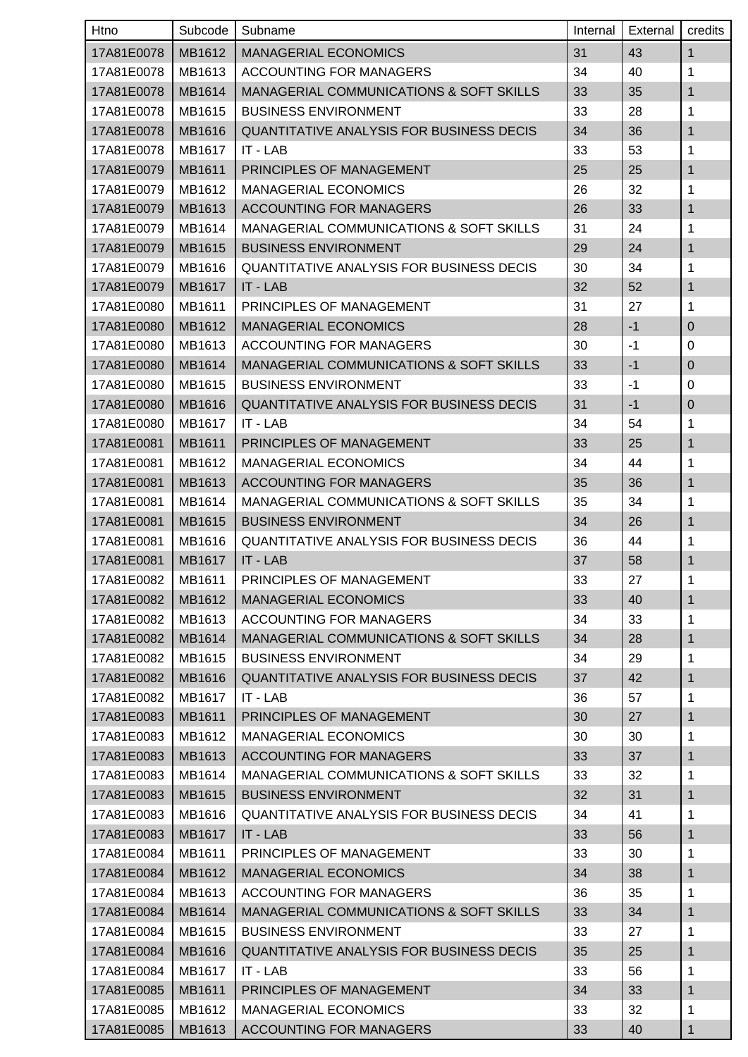| Htno | Subcode | Subname | Internal | External | credits |
|---|---|---|---|---|---|
| 17A81E0078 | MB1612 | MANAGERIAL ECONOMICS | 31 | 43 | 1 |
| 17A81E0078 | MB1613 | ACCOUNTING FOR MANAGERS | 34 | 40 | 1 |
| 17A81E0078 | MB1614 | MANAGERIAL COMMUNICATIONS & SOFT SKILLS | 33 | 35 | 1 |
| 17A81E0078 | MB1615 | BUSINESS ENVIRONMENT | 33 | 28 | 1 |
| 17A81E0078 | MB1616 | QUANTITATIVE ANALYSIS FOR BUSINESS DECIS | 34 | 36 | 1 |
| 17A81E0078 | MB1617 | IT - LAB | 33 | 53 | 1 |
| 17A81E0079 | MB1611 | PRINCIPLES OF MANAGEMENT | 25 | 25 | 1 |
| 17A81E0079 | MB1612 | MANAGERIAL ECONOMICS | 26 | 32 | 1 |
| 17A81E0079 | MB1613 | ACCOUNTING FOR MANAGERS | 26 | 33 | 1 |
| 17A81E0079 | MB1614 | MANAGERIAL COMMUNICATIONS & SOFT SKILLS | 31 | 24 | 1 |
| 17A81E0079 | MB1615 | BUSINESS ENVIRONMENT | 29 | 24 | 1 |
| 17A81E0079 | MB1616 | QUANTITATIVE ANALYSIS FOR BUSINESS DECIS | 30 | 34 | 1 |
| 17A81E0079 | MB1617 | IT - LAB | 32 | 52 | 1 |
| 17A81E0080 | MB1611 | PRINCIPLES OF MANAGEMENT | 31 | 27 | 1 |
| 17A81E0080 | MB1612 | MANAGERIAL ECONOMICS | 28 | -1 | 0 |
| 17A81E0080 | MB1613 | ACCOUNTING FOR MANAGERS | 30 | -1 | 0 |
| 17A81E0080 | MB1614 | MANAGERIAL COMMUNICATIONS & SOFT SKILLS | 33 | -1 | 0 |
| 17A81E0080 | MB1615 | BUSINESS ENVIRONMENT | 33 | -1 | 0 |
| 17A81E0080 | MB1616 | QUANTITATIVE ANALYSIS FOR BUSINESS DECIS | 31 | -1 | 0 |
| 17A81E0080 | MB1617 | IT - LAB | 34 | 54 | 1 |
| 17A81E0081 | MB1611 | PRINCIPLES OF MANAGEMENT | 33 | 25 | 1 |
| 17A81E0081 | MB1612 | MANAGERIAL ECONOMICS | 34 | 44 | 1 |
| 17A81E0081 | MB1613 | ACCOUNTING FOR MANAGERS | 35 | 36 | 1 |
| 17A81E0081 | MB1614 | MANAGERIAL COMMUNICATIONS & SOFT SKILLS | 35 | 34 | 1 |
| 17A81E0081 | MB1615 | BUSINESS ENVIRONMENT | 34 | 26 | 1 |
| 17A81E0081 | MB1616 | QUANTITATIVE ANALYSIS FOR BUSINESS DECIS | 36 | 44 | 1 |
| 17A81E0081 | MB1617 | IT - LAB | 37 | 58 | 1 |
| 17A81E0082 | MB1611 | PRINCIPLES OF MANAGEMENT | 33 | 27 | 1 |
| 17A81E0082 | MB1612 | MANAGERIAL ECONOMICS | 33 | 40 | 1 |
| 17A81E0082 | MB1613 | ACCOUNTING FOR MANAGERS | 34 | 33 | 1 |
| 17A81E0082 | MB1614 | MANAGERIAL COMMUNICATIONS & SOFT SKILLS | 34 | 28 | 1 |
| 17A81E0082 | MB1615 | BUSINESS ENVIRONMENT | 34 | 29 | 1 |
| 17A81E0082 | MB1616 | QUANTITATIVE ANALYSIS FOR BUSINESS DECIS | 37 | 42 | 1 |
| 17A81E0082 | MB1617 | IT - LAB | 36 | 57 | 1 |
| 17A81E0083 | MB1611 | PRINCIPLES OF MANAGEMENT | 30 | 27 | 1 |
| 17A81E0083 | MB1612 | MANAGERIAL ECONOMICS | 30 | 30 | 1 |
| 17A81E0083 | MB1613 | ACCOUNTING FOR MANAGERS | 33 | 37 | 1 |
| 17A81E0083 | MB1614 | MANAGERIAL COMMUNICATIONS & SOFT SKILLS | 33 | 32 | 1 |
| 17A81E0083 | MB1615 | BUSINESS ENVIRONMENT | 32 | 31 | 1 |
| 17A81E0083 | MB1616 | QUANTITATIVE ANALYSIS FOR BUSINESS DECIS | 34 | 41 | 1 |
| 17A81E0083 | MB1617 | IT - LAB | 33 | 56 | 1 |
| 17A81E0084 | MB1611 | PRINCIPLES OF MANAGEMENT | 33 | 30 | 1 |
| 17A81E0084 | MB1612 | MANAGERIAL ECONOMICS | 34 | 38 | 1 |
| 17A81E0084 | MB1613 | ACCOUNTING FOR MANAGERS | 36 | 35 | 1 |
| 17A81E0084 | MB1614 | MANAGERIAL COMMUNICATIONS & SOFT SKILLS | 33 | 34 | 1 |
| 17A81E0084 | MB1615 | BUSINESS ENVIRONMENT | 33 | 27 | 1 |
| 17A81E0084 | MB1616 | QUANTITATIVE ANALYSIS FOR BUSINESS DECIS | 35 | 25 | 1 |
| 17A81E0084 | MB1617 | IT - LAB | 33 | 56 | 1 |
| 17A81E0085 | MB1611 | PRINCIPLES OF MANAGEMENT | 34 | 33 | 1 |
| 17A81E0085 | MB1612 | MANAGERIAL ECONOMICS | 33 | 32 | 1 |
| 17A81E0085 | MB1613 | ACCOUNTING FOR MANAGERS | 33 | 40 | 1 |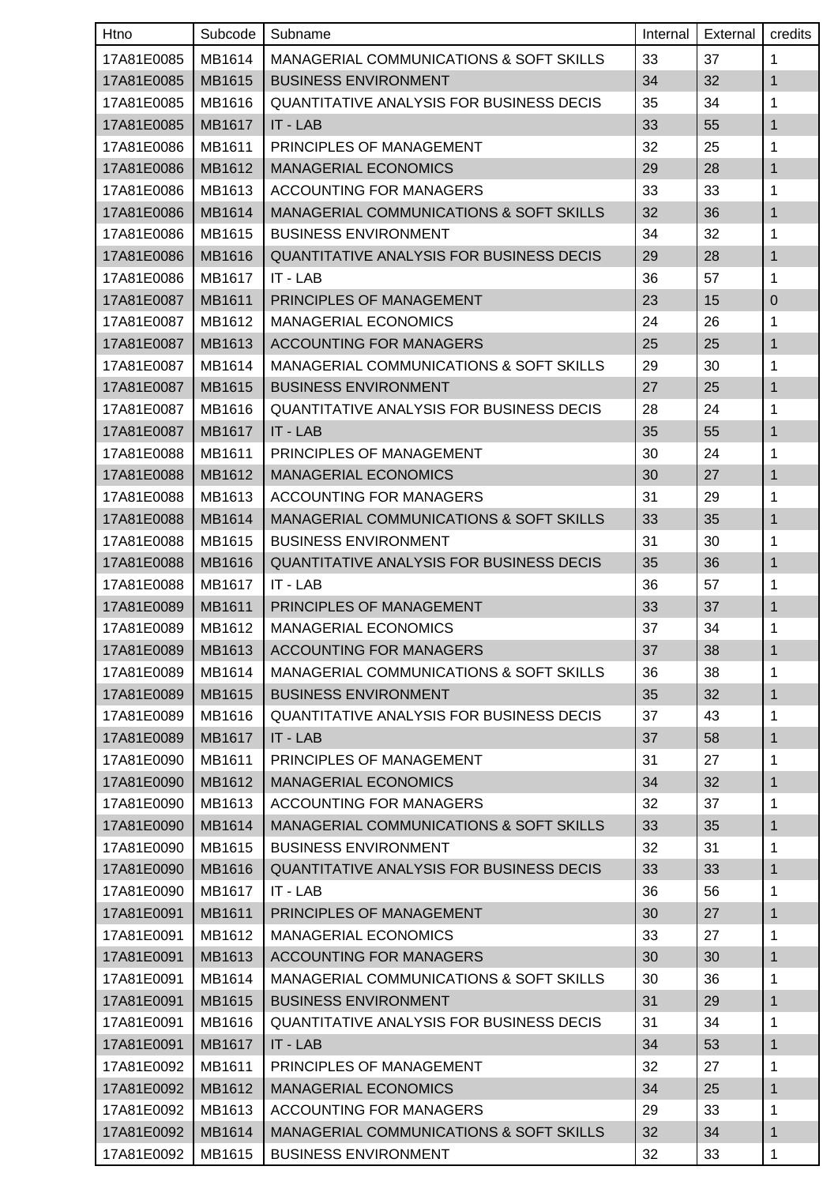| Htno | Subcode | Subname | Internal | External | credits |
|---|---|---|---|---|---|
| 17A81E0085 | MB1614 | MANAGERIAL COMMUNICATIONS & SOFT SKILLS | 33 | 37 | 1 |
| 17A81E0085 | MB1615 | BUSINESS ENVIRONMENT | 34 | 32 | 1 |
| 17A81E0085 | MB1616 | QUANTITATIVE ANALYSIS FOR BUSINESS DECIS | 35 | 34 | 1 |
| 17A81E0085 | MB1617 | IT - LAB | 33 | 55 | 1 |
| 17A81E0086 | MB1611 | PRINCIPLES OF MANAGEMENT | 32 | 25 | 1 |
| 17A81E0086 | MB1612 | MANAGERIAL ECONOMICS | 29 | 28 | 1 |
| 17A81E0086 | MB1613 | ACCOUNTING FOR MANAGERS | 33 | 33 | 1 |
| 17A81E0086 | MB1614 | MANAGERIAL COMMUNICATIONS & SOFT SKILLS | 32 | 36 | 1 |
| 17A81E0086 | MB1615 | BUSINESS ENVIRONMENT | 34 | 32 | 1 |
| 17A81E0086 | MB1616 | QUANTITATIVE ANALYSIS FOR BUSINESS DECIS | 29 | 28 | 1 |
| 17A81E0086 | MB1617 | IT - LAB | 36 | 57 | 1 |
| 17A81E0087 | MB1611 | PRINCIPLES OF MANAGEMENT | 23 | 15 | 0 |
| 17A81E0087 | MB1612 | MANAGERIAL ECONOMICS | 24 | 26 | 1 |
| 17A81E0087 | MB1613 | ACCOUNTING FOR MANAGERS | 25 | 25 | 1 |
| 17A81E0087 | MB1614 | MANAGERIAL COMMUNICATIONS & SOFT SKILLS | 29 | 30 | 1 |
| 17A81E0087 | MB1615 | BUSINESS ENVIRONMENT | 27 | 25 | 1 |
| 17A81E0087 | MB1616 | QUANTITATIVE ANALYSIS FOR BUSINESS DECIS | 28 | 24 | 1 |
| 17A81E0087 | MB1617 | IT - LAB | 35 | 55 | 1 |
| 17A81E0088 | MB1611 | PRINCIPLES OF MANAGEMENT | 30 | 24 | 1 |
| 17A81E0088 | MB1612 | MANAGERIAL ECONOMICS | 30 | 27 | 1 |
| 17A81E0088 | MB1613 | ACCOUNTING FOR MANAGERS | 31 | 29 | 1 |
| 17A81E0088 | MB1614 | MANAGERIAL COMMUNICATIONS & SOFT SKILLS | 33 | 35 | 1 |
| 17A81E0088 | MB1615 | BUSINESS ENVIRONMENT | 31 | 30 | 1 |
| 17A81E0088 | MB1616 | QUANTITATIVE ANALYSIS FOR BUSINESS DECIS | 35 | 36 | 1 |
| 17A81E0088 | MB1617 | IT - LAB | 36 | 57 | 1 |
| 17A81E0089 | MB1611 | PRINCIPLES OF MANAGEMENT | 33 | 37 | 1 |
| 17A81E0089 | MB1612 | MANAGERIAL ECONOMICS | 37 | 34 | 1 |
| 17A81E0089 | MB1613 | ACCOUNTING FOR MANAGERS | 37 | 38 | 1 |
| 17A81E0089 | MB1614 | MANAGERIAL COMMUNICATIONS & SOFT SKILLS | 36 | 38 | 1 |
| 17A81E0089 | MB1615 | BUSINESS ENVIRONMENT | 35 | 32 | 1 |
| 17A81E0089 | MB1616 | QUANTITATIVE ANALYSIS FOR BUSINESS DECIS | 37 | 43 | 1 |
| 17A81E0089 | MB1617 | IT - LAB | 37 | 58 | 1 |
| 17A81E0090 | MB1611 | PRINCIPLES OF MANAGEMENT | 31 | 27 | 1 |
| 17A81E0090 | MB1612 | MANAGERIAL ECONOMICS | 34 | 32 | 1 |
| 17A81E0090 | MB1613 | ACCOUNTING FOR MANAGERS | 32 | 37 | 1 |
| 17A81E0090 | MB1614 | MANAGERIAL COMMUNICATIONS & SOFT SKILLS | 33 | 35 | 1 |
| 17A81E0090 | MB1615 | BUSINESS ENVIRONMENT | 32 | 31 | 1 |
| 17A81E0090 | MB1616 | QUANTITATIVE ANALYSIS FOR BUSINESS DECIS | 33 | 33 | 1 |
| 17A81E0090 | MB1617 | IT - LAB | 36 | 56 | 1 |
| 17A81E0091 | MB1611 | PRINCIPLES OF MANAGEMENT | 30 | 27 | 1 |
| 17A81E0091 | MB1612 | MANAGERIAL ECONOMICS | 33 | 27 | 1 |
| 17A81E0091 | MB1613 | ACCOUNTING FOR MANAGERS | 30 | 30 | 1 |
| 17A81E0091 | MB1614 | MANAGERIAL COMMUNICATIONS & SOFT SKILLS | 30 | 36 | 1 |
| 17A81E0091 | MB1615 | BUSINESS ENVIRONMENT | 31 | 29 | 1 |
| 17A81E0091 | MB1616 | QUANTITATIVE ANALYSIS FOR BUSINESS DECIS | 31 | 34 | 1 |
| 17A81E0091 | MB1617 | IT - LAB | 34 | 53 | 1 |
| 17A81E0092 | MB1611 | PRINCIPLES OF MANAGEMENT | 32 | 27 | 1 |
| 17A81E0092 | MB1612 | MANAGERIAL ECONOMICS | 34 | 25 | 1 |
| 17A81E0092 | MB1613 | ACCOUNTING FOR MANAGERS | 29 | 33 | 1 |
| 17A81E0092 | MB1614 | MANAGERIAL COMMUNICATIONS & SOFT SKILLS | 32 | 34 | 1 |
| 17A81E0092 | MB1615 | BUSINESS ENVIRONMENT | 32 | 33 | 1 |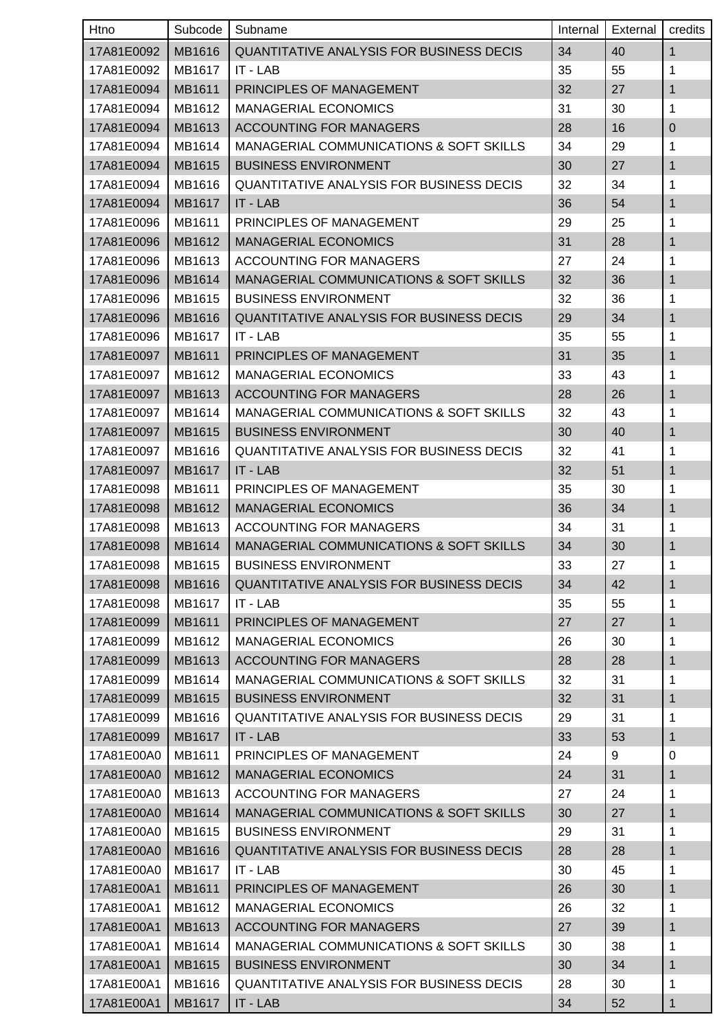| Htno | Subcode | Subname | Internal | External | credits |
|---|---|---|---|---|---|
| 17A81E0092 | MB1616 | QUANTITATIVE ANALYSIS FOR BUSINESS DECIS | 34 | 40 | 1 |
| 17A81E0092 | MB1617 | IT - LAB | 35 | 55 | 1 |
| 17A81E0094 | MB1611 | PRINCIPLES OF MANAGEMENT | 32 | 27 | 1 |
| 17A81E0094 | MB1612 | MANAGERIAL ECONOMICS | 31 | 30 | 1 |
| 17A81E0094 | MB1613 | ACCOUNTING FOR MANAGERS | 28 | 16 | 0 |
| 17A81E0094 | MB1614 | MANAGERIAL COMMUNICATIONS & SOFT SKILLS | 34 | 29 | 1 |
| 17A81E0094 | MB1615 | BUSINESS ENVIRONMENT | 30 | 27 | 1 |
| 17A81E0094 | MB1616 | QUANTITATIVE ANALYSIS FOR BUSINESS DECIS | 32 | 34 | 1 |
| 17A81E0094 | MB1617 | IT - LAB | 36 | 54 | 1 |
| 17A81E0096 | MB1611 | PRINCIPLES OF MANAGEMENT | 29 | 25 | 1 |
| 17A81E0096 | MB1612 | MANAGERIAL ECONOMICS | 31 | 28 | 1 |
| 17A81E0096 | MB1613 | ACCOUNTING FOR MANAGERS | 27 | 24 | 1 |
| 17A81E0096 | MB1614 | MANAGERIAL COMMUNICATIONS & SOFT SKILLS | 32 | 36 | 1 |
| 17A81E0096 | MB1615 | BUSINESS ENVIRONMENT | 32 | 36 | 1 |
| 17A81E0096 | MB1616 | QUANTITATIVE ANALYSIS FOR BUSINESS DECIS | 29 | 34 | 1 |
| 17A81E0096 | MB1617 | IT - LAB | 35 | 55 | 1 |
| 17A81E0097 | MB1611 | PRINCIPLES OF MANAGEMENT | 31 | 35 | 1 |
| 17A81E0097 | MB1612 | MANAGERIAL ECONOMICS | 33 | 43 | 1 |
| 17A81E0097 | MB1613 | ACCOUNTING FOR MANAGERS | 28 | 26 | 1 |
| 17A81E0097 | MB1614 | MANAGERIAL COMMUNICATIONS & SOFT SKILLS | 32 | 43 | 1 |
| 17A81E0097 | MB1615 | BUSINESS ENVIRONMENT | 30 | 40 | 1 |
| 17A81E0097 | MB1616 | QUANTITATIVE ANALYSIS FOR BUSINESS DECIS | 32 | 41 | 1 |
| 17A81E0097 | MB1617 | IT - LAB | 32 | 51 | 1 |
| 17A81E0098 | MB1611 | PRINCIPLES OF MANAGEMENT | 35 | 30 | 1 |
| 17A81E0098 | MB1612 | MANAGERIAL ECONOMICS | 36 | 34 | 1 |
| 17A81E0098 | MB1613 | ACCOUNTING FOR MANAGERS | 34 | 31 | 1 |
| 17A81E0098 | MB1614 | MANAGERIAL COMMUNICATIONS & SOFT SKILLS | 34 | 30 | 1 |
| 17A81E0098 | MB1615 | BUSINESS ENVIRONMENT | 33 | 27 | 1 |
| 17A81E0098 | MB1616 | QUANTITATIVE ANALYSIS FOR BUSINESS DECIS | 34 | 42 | 1 |
| 17A81E0098 | MB1617 | IT - LAB | 35 | 55 | 1 |
| 17A81E0099 | MB1611 | PRINCIPLES OF MANAGEMENT | 27 | 27 | 1 |
| 17A81E0099 | MB1612 | MANAGERIAL ECONOMICS | 26 | 30 | 1 |
| 17A81E0099 | MB1613 | ACCOUNTING FOR MANAGERS | 28 | 28 | 1 |
| 17A81E0099 | MB1614 | MANAGERIAL COMMUNICATIONS & SOFT SKILLS | 32 | 31 | 1 |
| 17A81E0099 | MB1615 | BUSINESS ENVIRONMENT | 32 | 31 | 1 |
| 17A81E0099 | MB1616 | QUANTITATIVE ANALYSIS FOR BUSINESS DECIS | 29 | 31 | 1 |
| 17A81E0099 | MB1617 | IT - LAB | 33 | 53 | 1 |
| 17A81E00A0 | MB1611 | PRINCIPLES OF MANAGEMENT | 24 | 9 | 0 |
| 17A81E00A0 | MB1612 | MANAGERIAL ECONOMICS | 24 | 31 | 1 |
| 17A81E00A0 | MB1613 | ACCOUNTING FOR MANAGERS | 27 | 24 | 1 |
| 17A81E00A0 | MB1614 | MANAGERIAL COMMUNICATIONS & SOFT SKILLS | 30 | 27 | 1 |
| 17A81E00A0 | MB1615 | BUSINESS ENVIRONMENT | 29 | 31 | 1 |
| 17A81E00A0 | MB1616 | QUANTITATIVE ANALYSIS FOR BUSINESS DECIS | 28 | 28 | 1 |
| 17A81E00A0 | MB1617 | IT - LAB | 30 | 45 | 1 |
| 17A81E00A1 | MB1611 | PRINCIPLES OF MANAGEMENT | 26 | 30 | 1 |
| 17A81E00A1 | MB1612 | MANAGERIAL ECONOMICS | 26 | 32 | 1 |
| 17A81E00A1 | MB1613 | ACCOUNTING FOR MANAGERS | 27 | 39 | 1 |
| 17A81E00A1 | MB1614 | MANAGERIAL COMMUNICATIONS & SOFT SKILLS | 30 | 38 | 1 |
| 17A81E00A1 | MB1615 | BUSINESS ENVIRONMENT | 30 | 34 | 1 |
| 17A81E00A1 | MB1616 | QUANTITATIVE ANALYSIS FOR BUSINESS DECIS | 28 | 30 | 1 |
| 17A81E00A1 | MB1617 | IT - LAB | 34 | 52 | 1 |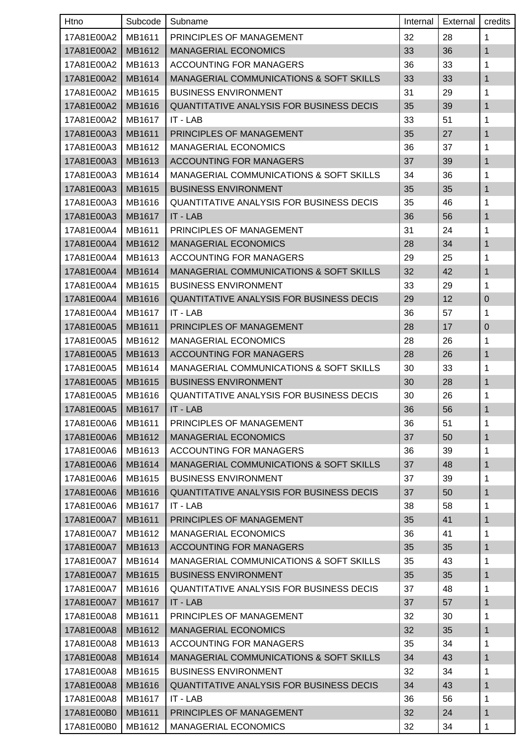| Htno | Subcode | Subname | Internal | External | credits |
|---|---|---|---|---|---|
| 17A81E00A2 | MB1611 | PRINCIPLES OF MANAGEMENT | 32 | 28 | 1 |
| 17A81E00A2 | MB1612 | MANAGERIAL ECONOMICS | 33 | 36 | 1 |
| 17A81E00A2 | MB1613 | ACCOUNTING FOR MANAGERS | 36 | 33 | 1 |
| 17A81E00A2 | MB1614 | MANAGERIAL COMMUNICATIONS & SOFT SKILLS | 33 | 33 | 1 |
| 17A81E00A2 | MB1615 | BUSINESS ENVIRONMENT | 31 | 29 | 1 |
| 17A81E00A2 | MB1616 | QUANTITATIVE ANALYSIS FOR BUSINESS DECIS | 35 | 39 | 1 |
| 17A81E00A2 | MB1617 | IT - LAB | 33 | 51 | 1 |
| 17A81E00A3 | MB1611 | PRINCIPLES OF MANAGEMENT | 35 | 27 | 1 |
| 17A81E00A3 | MB1612 | MANAGERIAL ECONOMICS | 36 | 37 | 1 |
| 17A81E00A3 | MB1613 | ACCOUNTING FOR MANAGERS | 37 | 39 | 1 |
| 17A81E00A3 | MB1614 | MANAGERIAL COMMUNICATIONS & SOFT SKILLS | 34 | 36 | 1 |
| 17A81E00A3 | MB1615 | BUSINESS ENVIRONMENT | 35 | 35 | 1 |
| 17A81E00A3 | MB1616 | QUANTITATIVE ANALYSIS FOR BUSINESS DECIS | 35 | 46 | 1 |
| 17A81E00A3 | MB1617 | IT - LAB | 36 | 56 | 1 |
| 17A81E00A4 | MB1611 | PRINCIPLES OF MANAGEMENT | 31 | 24 | 1 |
| 17A81E00A4 | MB1612 | MANAGERIAL ECONOMICS | 28 | 34 | 1 |
| 17A81E00A4 | MB1613 | ACCOUNTING FOR MANAGERS | 29 | 25 | 1 |
| 17A81E00A4 | MB1614 | MANAGERIAL COMMUNICATIONS & SOFT SKILLS | 32 | 42 | 1 |
| 17A81E00A4 | MB1615 | BUSINESS ENVIRONMENT | 33 | 29 | 1 |
| 17A81E00A4 | MB1616 | QUANTITATIVE ANALYSIS FOR BUSINESS DECIS | 29 | 12 | 0 |
| 17A81E00A4 | MB1617 | IT - LAB | 36 | 57 | 1 |
| 17A81E00A5 | MB1611 | PRINCIPLES OF MANAGEMENT | 28 | 17 | 0 |
| 17A81E00A5 | MB1612 | MANAGERIAL ECONOMICS | 28 | 26 | 1 |
| 17A81E00A5 | MB1613 | ACCOUNTING FOR MANAGERS | 28 | 26 | 1 |
| 17A81E00A5 | MB1614 | MANAGERIAL COMMUNICATIONS & SOFT SKILLS | 30 | 33 | 1 |
| 17A81E00A5 | MB1615 | BUSINESS ENVIRONMENT | 30 | 28 | 1 |
| 17A81E00A5 | MB1616 | QUANTITATIVE ANALYSIS FOR BUSINESS DECIS | 30 | 26 | 1 |
| 17A81E00A5 | MB1617 | IT - LAB | 36 | 56 | 1 |
| 17A81E00A6 | MB1611 | PRINCIPLES OF MANAGEMENT | 36 | 51 | 1 |
| 17A81E00A6 | MB1612 | MANAGERIAL ECONOMICS | 37 | 50 | 1 |
| 17A81E00A6 | MB1613 | ACCOUNTING FOR MANAGERS | 36 | 39 | 1 |
| 17A81E00A6 | MB1614 | MANAGERIAL COMMUNICATIONS & SOFT SKILLS | 37 | 48 | 1 |
| 17A81E00A6 | MB1615 | BUSINESS ENVIRONMENT | 37 | 39 | 1 |
| 17A81E00A6 | MB1616 | QUANTITATIVE ANALYSIS FOR BUSINESS DECIS | 37 | 50 | 1 |
| 17A81E00A6 | MB1617 | IT - LAB | 38 | 58 | 1 |
| 17A81E00A7 | MB1611 | PRINCIPLES OF MANAGEMENT | 35 | 41 | 1 |
| 17A81E00A7 | MB1612 | MANAGERIAL ECONOMICS | 36 | 41 | 1 |
| 17A81E00A7 | MB1613 | ACCOUNTING FOR MANAGERS | 35 | 35 | 1 |
| 17A81E00A7 | MB1614 | MANAGERIAL COMMUNICATIONS & SOFT SKILLS | 35 | 43 | 1 |
| 17A81E00A7 | MB1615 | BUSINESS ENVIRONMENT | 35 | 35 | 1 |
| 17A81E00A7 | MB1616 | QUANTITATIVE ANALYSIS FOR BUSINESS DECIS | 37 | 48 | 1 |
| 17A81E00A7 | MB1617 | IT - LAB | 37 | 57 | 1 |
| 17A81E00A8 | MB1611 | PRINCIPLES OF MANAGEMENT | 32 | 30 | 1 |
| 17A81E00A8 | MB1612 | MANAGERIAL ECONOMICS | 32 | 35 | 1 |
| 17A81E00A8 | MB1613 | ACCOUNTING FOR MANAGERS | 35 | 34 | 1 |
| 17A81E00A8 | MB1614 | MANAGERIAL COMMUNICATIONS & SOFT SKILLS | 34 | 43 | 1 |
| 17A81E00A8 | MB1615 | BUSINESS ENVIRONMENT | 32 | 34 | 1 |
| 17A81E00A8 | MB1616 | QUANTITATIVE ANALYSIS FOR BUSINESS DECIS | 34 | 43 | 1 |
| 17A81E00A8 | MB1617 | IT - LAB | 36 | 56 | 1 |
| 17A81E00B0 | MB1611 | PRINCIPLES OF MANAGEMENT | 32 | 24 | 1 |
| 17A81E00B0 | MB1612 | MANAGERIAL ECONOMICS | 32 | 34 | 1 |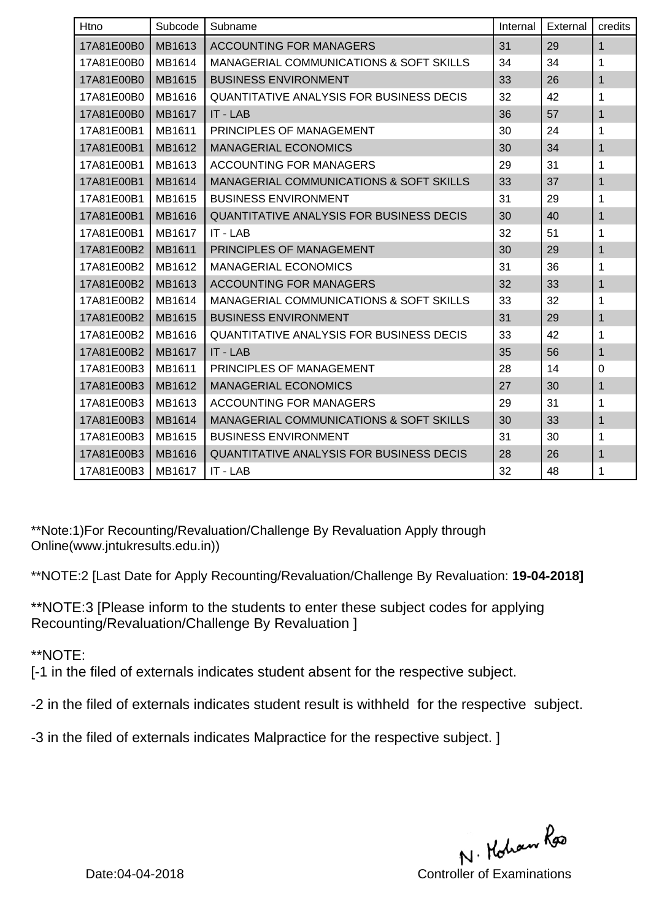| Htno | Subcode | Subname | Internal | External | credits |
|---|---|---|---|---|---|
| 17A81E00B0 | MB1613 | ACCOUNTING FOR MANAGERS | 31 | 29 | 1 |
| 17A81E00B0 | MB1614 | MANAGERIAL COMMUNICATIONS & SOFT SKILLS | 34 | 34 | 1 |
| 17A81E00B0 | MB1615 | BUSINESS ENVIRONMENT | 33 | 26 | 1 |
| 17A81E00B0 | MB1616 | QUANTITATIVE ANALYSIS FOR BUSINESS DECIS | 32 | 42 | 1 |
| 17A81E00B0 | MB1617 | IT - LAB | 36 | 57 | 1 |
| 17A81E00B1 | MB1611 | PRINCIPLES OF MANAGEMENT | 30 | 24 | 1 |
| 17A81E00B1 | MB1612 | MANAGERIAL ECONOMICS | 30 | 34 | 1 |
| 17A81E00B1 | MB1613 | ACCOUNTING FOR MANAGERS | 29 | 31 | 1 |
| 17A81E00B1 | MB1614 | MANAGERIAL COMMUNICATIONS & SOFT SKILLS | 33 | 37 | 1 |
| 17A81E00B1 | MB1615 | BUSINESS ENVIRONMENT | 31 | 29 | 1 |
| 17A81E00B1 | MB1616 | QUANTITATIVE ANALYSIS FOR BUSINESS DECIS | 30 | 40 | 1 |
| 17A81E00B1 | MB1617 | IT - LAB | 32 | 51 | 1 |
| 17A81E00B2 | MB1611 | PRINCIPLES OF MANAGEMENT | 30 | 29 | 1 |
| 17A81E00B2 | MB1612 | MANAGERIAL ECONOMICS | 31 | 36 | 1 |
| 17A81E00B2 | MB1613 | ACCOUNTING FOR MANAGERS | 32 | 33 | 1 |
| 17A81E00B2 | MB1614 | MANAGERIAL COMMUNICATIONS & SOFT SKILLS | 33 | 32 | 1 |
| 17A81E00B2 | MB1615 | BUSINESS ENVIRONMENT | 31 | 29 | 1 |
| 17A81E00B2 | MB1616 | QUANTITATIVE ANALYSIS FOR BUSINESS DECIS | 33 | 42 | 1 |
| 17A81E00B2 | MB1617 | IT - LAB | 35 | 56 | 1 |
| 17A81E00B3 | MB1611 | PRINCIPLES OF MANAGEMENT | 28 | 14 | 0 |
| 17A81E00B3 | MB1612 | MANAGERIAL ECONOMICS | 27 | 30 | 1 |
| 17A81E00B3 | MB1613 | ACCOUNTING FOR MANAGERS | 29 | 31 | 1 |
| 17A81E00B3 | MB1614 | MANAGERIAL COMMUNICATIONS & SOFT SKILLS | 30 | 33 | 1 |
| 17A81E00B3 | MB1615 | BUSINESS ENVIRONMENT | 31 | 30 | 1 |
| 17A81E00B3 | MB1616 | QUANTITATIVE ANALYSIS FOR BUSINESS DECIS | 28 | 26 | 1 |
| 17A81E00B3 | MB1617 | IT - LAB | 32 | 48 | 1 |

**Note:1)For Recounting/Revaluation/Challenge By Revaluation Apply through Online(www.jntukresults.edu.in))

**NOTE:2 [Last Date for Apply Recounting/Revaluation/Challenge By Revaluation: **19-04-2018]**

**NOTE:3 [Please inform to the students to enter these subject codes for applying Recounting/Revaluation/Challenge By Revaluation ]

**NOTE:
[-1 in the filed of externals indicates student absent for the respective subject.

-2 in the filed of externals indicates student result is withheld for the respective subject.

-3 in the filed of externals indicates Malpractice for the respective subject. ]

N. Mohan Rao

Date:04-04-2018 Controller of Examinations